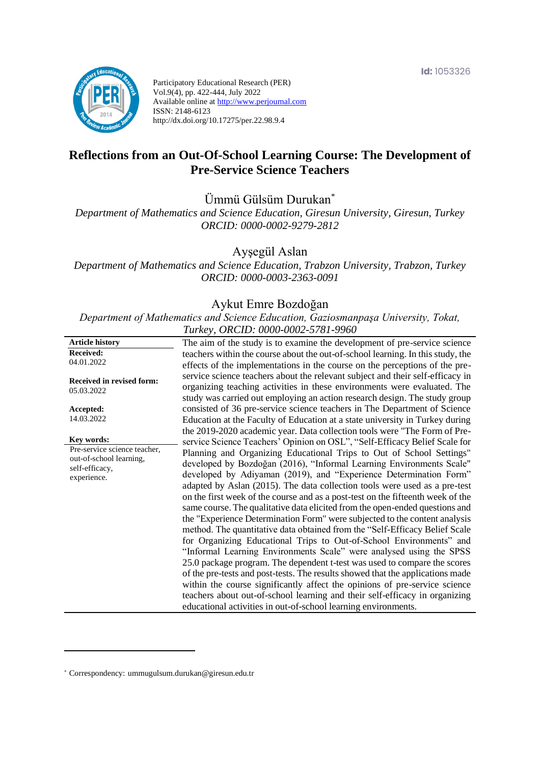Id: 1053326

Participatory Educational Research (PER)
Vol.9(4), pp. 422-444, July 2022
Available online at http://www.perjournal.com
ISSN: 2148-6123
http://dx.doi.org/10.17275/per.22.98.9.4

# Reflections from an Out-Of-School Learning Course: The Development of Pre-Service Science Teachers

Ümmü Gülsüm Durukan*
*Department of Mathematics and Science Education, Giresun University, Giresun, Turkey*
*ORCID: 0000-0002-9279-2812*

Ayşegül Aslan
*Department of Mathematics and Science Education, Trabzon University, Trabzon, Turkey*
*ORCID: 0000-0003-2363-0091*

Aykut Emre Bozdoğan
*Department of Mathematics and Science Education, Gaziosmanpaşa University, Tokat, Turkey, ORCID: 0000-0002-5781-9960*

**Article history**
**Received:**
04.01.2022

**Received in revised form:**
05.03.2022

**Accepted:**
14.03.2022

**Key words:**
Pre-service science teacher, out-of-school learning, self-efficacy, experience.

The aim of the study is to examine the development of pre-service science teachers within the course about the out-of-school learning. In this study, the effects of the implementations in the course on the perceptions of the pre-service science teachers about the relevant subject and their self-efficacy in organizing teaching activities in these environments were evaluated. The study was carried out employing an action research design. The study group consisted of 36 pre-service science teachers in The Department of Science Education at the Faculty of Education at a state university in Turkey during the 2019-2020 academic year. Data collection tools were "The Form of Pre-service Science Teachers' Opinion on OSL", "Self-Efficacy Belief Scale for Planning and Organizing Educational Trips to Out of School Settings" developed by Bozdoğan (2016), "Informal Learning Environments Scale" developed by Adiyaman (2019), and "Experience Determination Form" adapted by Aslan (2015). The data collection tools were used as a pre-test on the first week of the course and as a post-test on the fifteenth week of the same course. The qualitative data elicited from the open-ended questions and the "Experience Determination Form" were subjected to the content analysis method. The quantitative data obtained from the "Self-Efficacy Belief Scale for Organizing Educational Trips to Out-of-School Environments" and "Informal Learning Environments Scale" were analysed using the SPSS 25.0 package program. The dependent t-test was used to compare the scores of the pre-tests and post-tests. The results showed that the applications made within the course significantly affect the opinions of pre-service science teachers about out-of-school learning and their self-efficacy in organizing educational activities in out-of-school learning environments.

* Correspondency: ummugulsum.durukan@giresun.edu.tr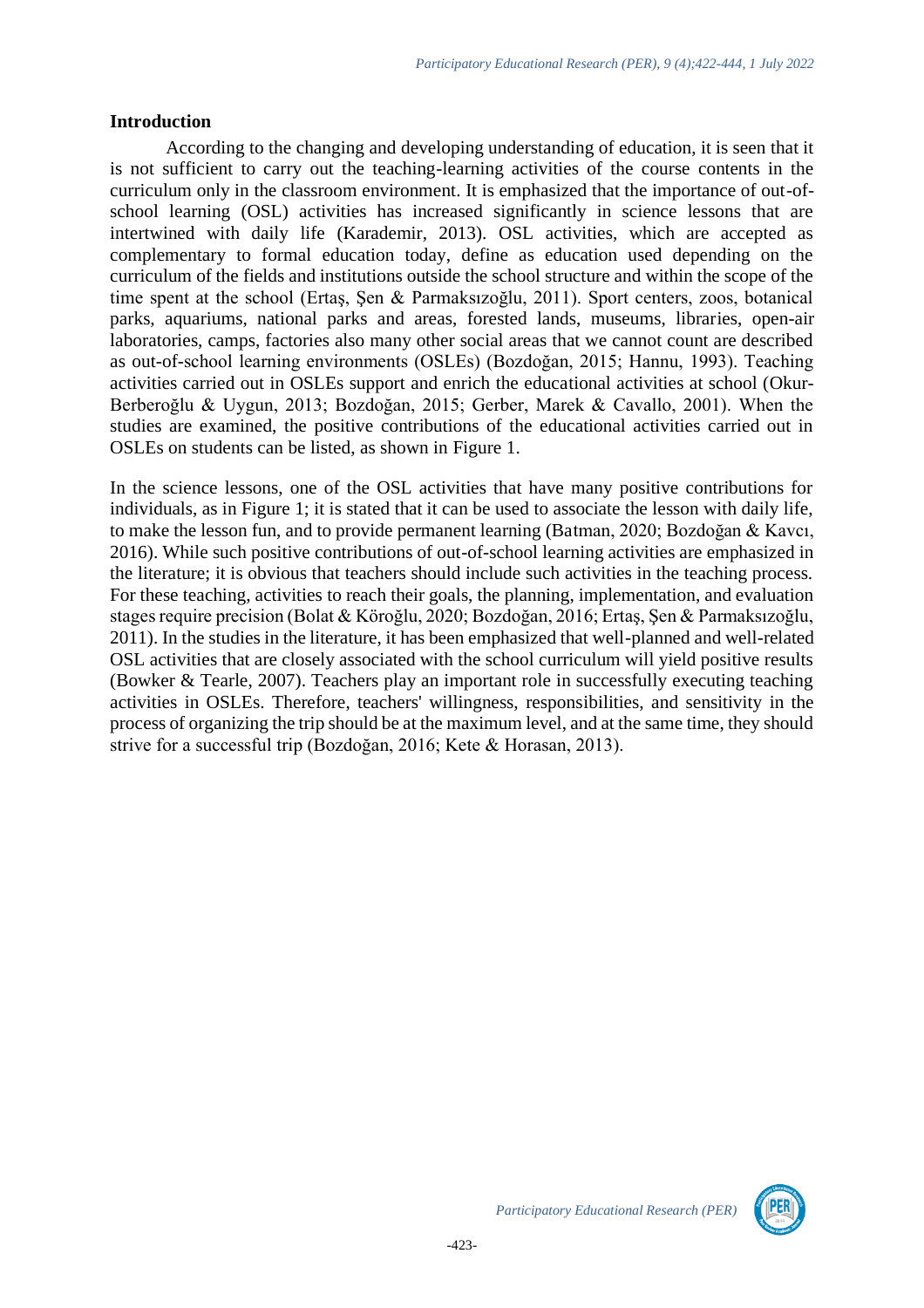## Introduction

According to the changing and developing understanding of education, it is seen that it is not sufficient to carry out the teaching-learning activities of the course contents in the curriculum only in the classroom environment. It is emphasized that the importance of out-of-school learning (OSL) activities has increased significantly in science lessons that are intertwined with daily life (Karademir, 2013). OSL activities, which are accepted as complementary to formal education today, define as education used depending on the curriculum of the fields and institutions outside the school structure and within the scope of the time spent at the school (Ertaş, Şen & Parmaksızoğlu, 2011). Sport centers, zoos, botanical parks, aquariums, national parks and areas, forested lands, museums, libraries, open-air laboratories, camps, factories also many other social areas that we cannot count are described as out-of-school learning environments (OSLEs) (Bozdoğan, 2015; Hannu, 1993). Teaching activities carried out in OSLEs support and enrich the educational activities at school (Okur-Berberoğlu & Uygun, 2013; Bozdoğan, 2015; Gerber, Marek & Cavallo, 2001). When the studies are examined, the positive contributions of the educational activities carried out in OSLEs on students can be listed, as shown in Figure 1.

In the science lessons, one of the OSL activities that have many positive contributions for individuals, as in Figure 1; it is stated that it can be used to associate the lesson with daily life, to make the lesson fun, and to provide permanent learning (Batman, 2020; Bozdoğan & Kavcı, 2016). While such positive contributions of out-of-school learning activities are emphasized in the literature; it is obvious that teachers should include such activities in the teaching process. For these teaching, activities to reach their goals, the planning, implementation, and evaluation stages require precision (Bolat & Köroğlu, 2020; Bozdoğan, 2016; Ertaş, Şen & Parmaksızoğlu, 2011). In the studies in the literature, it has been emphasized that well-planned and well-related OSL activities that are closely associated with the school curriculum will yield positive results (Bowker & Tearle, 2007). Teachers play an important role in successfully executing teaching activities in OSLEs. Therefore, teachers' willingness, responsibilities, and sensitivity in the process of organizing the trip should be at the maximum level, and at the same time, they should strive for a successful trip (Bozdoğan, 2016; Kete & Horasan, 2013).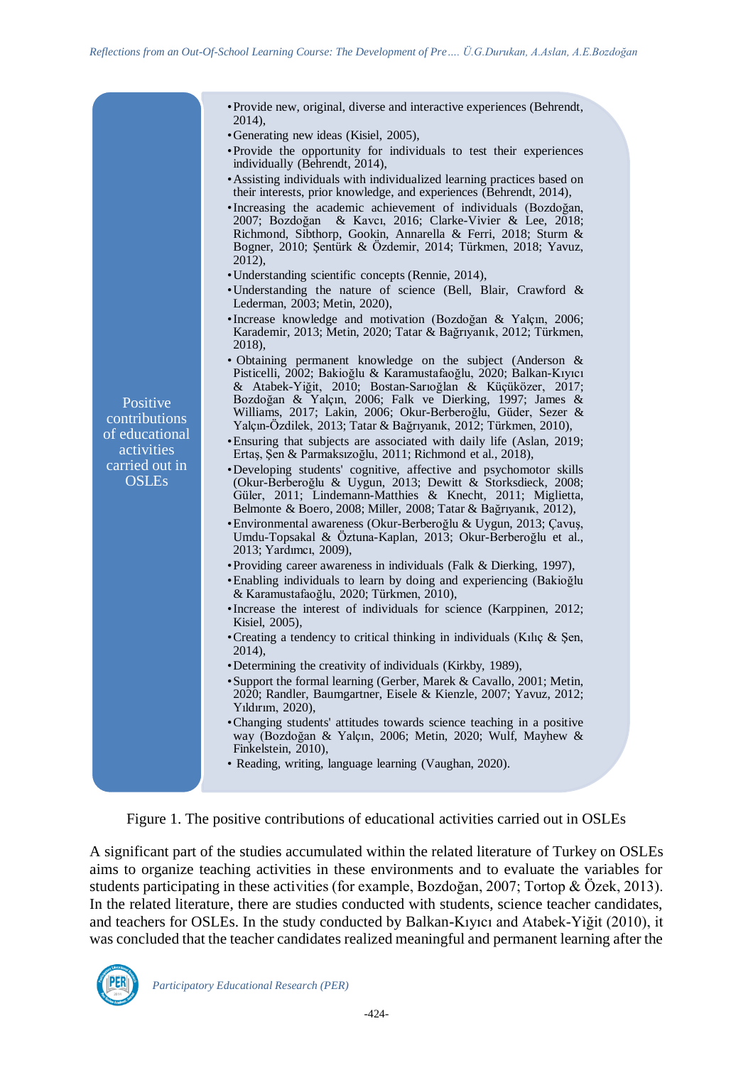**Positive contributions of educational activities carried out in OSLEs**

- Provide new, original, diverse and interactive experiences (Behrendt, 2014),
- Generating new ideas (Kisiel, 2005),
- Provide the opportunity for individuals to test their experiences individually (Behrendt, 2014),
- Assisting individuals with individualized learning practices based on their interests, prior knowledge, and experiences (Behrendt, 2014),
- Increasing the academic achievement of individuals (Bozdoğan, 2007; Bozdoğan & Kavcı, 2016; Clarke-Vivier & Lee, 2018; Richmond, Sibthorp, Gookin, Annarella & Ferri, 2018; Sturm & Bogner, 2010; Şentürk & Özdemir, 2014; Türkmen, 2018; Yavuz, 2012),
- Understanding scientific concepts (Rennie, 2014),
- Understanding the nature of science (Bell, Blair, Crawford & Lederman, 2003; Metin, 2020),
- Increase knowledge and motivation (Bozdoğan & Yalçın, 2006; Karademir, 2013; Metin, 2020; Tatar & Bağrıyanık, 2012; Türkmen, 2018),
- Obtaining permanent knowledge on the subject (Anderson & Pisticelli, 2002; Bakioğlu & Karamustafaoğlu, 2020; Balkan-Kıyıcı & Atabek-Yiğit, 2010; Bostan-Sarıoğlan & Küçüközer, 2017; Bozdoğan & Yalçın, 2006; Falk ve Dierking, 1997; James & Williams, 2017; Lakin, 2006; Okur-Berberoğlu, Güder, Sezer & Yalçın-Özdilek, 2013; Tatar & Bağrıyanık, 2012; Türkmen, 2010),
- Ensuring that subjects are associated with daily life (Aslan, 2019; Ertaş, Şen & Parmaksızoğlu, 2011; Richmond et al., 2018),
- Developing students' cognitive, affective and psychomotor skills (Okur-Berberoğlu & Uygun, 2013; Dewitt & Storksdieck, 2008; Güler, 2011; Lindemann-Matthies & Knecht, 2011; Miglietta, Belmonte & Boero, 2008; Miller, 2008; Tatar & Bağrıyanık, 2012),
- Environmental awareness (Okur-Berberoğlu & Uygun, 2013; Çavuş, Umdu-Topsakal & Öztuna-Kaplan, 2013; Okur-Berberoğlu et al., 2013; Yardımcı, 2009),
- Providing career awareness in individuals (Falk & Dierking, 1997),
- Enabling individuals to learn by doing and experiencing (Bakioğlu & Karamustafaoğlu, 2020; Türkmen, 2010),
- Increase the interest of individuals for science (Karppinen, 2012; Kisiel, 2005),
- Creating a tendency to critical thinking in individuals (Kılıç & Şen, 2014),
- Determining the creativity of individuals (Kirkby, 1989),
- Support the formal learning (Gerber, Marek & Cavallo, 2001; Metin, 2020; Randler, Baumgartner, Eisele & Kienzle, 2007; Yavuz, 2012; Yıldırım, 2020),
- Changing students' attitudes towards science teaching in a positive way (Bozdoğan & Yalçın, 2006; Metin, 2020; Wulf, Mayhew & Finkelstein, 2010),
- Reading, writing, language learning (Vaughan, 2020).

Figure 1. The positive contributions of educational activities carried out in OSLEs

A significant part of the studies accumulated within the related literature of Turkey on OSLEs aims to organize teaching activities in these environments and to evaluate the variables for students participating in these activities (for example, Bozdoğan, 2007; Tortop & Özek, 2013). In the related literature, there are studies conducted with students, science teacher candidates, and teachers for OSLEs. In the study conducted by Balkan-Kıyıcı and Atabek-Yiğit (2010), it was concluded that the teacher candidates realized meaningful and permanent learning after the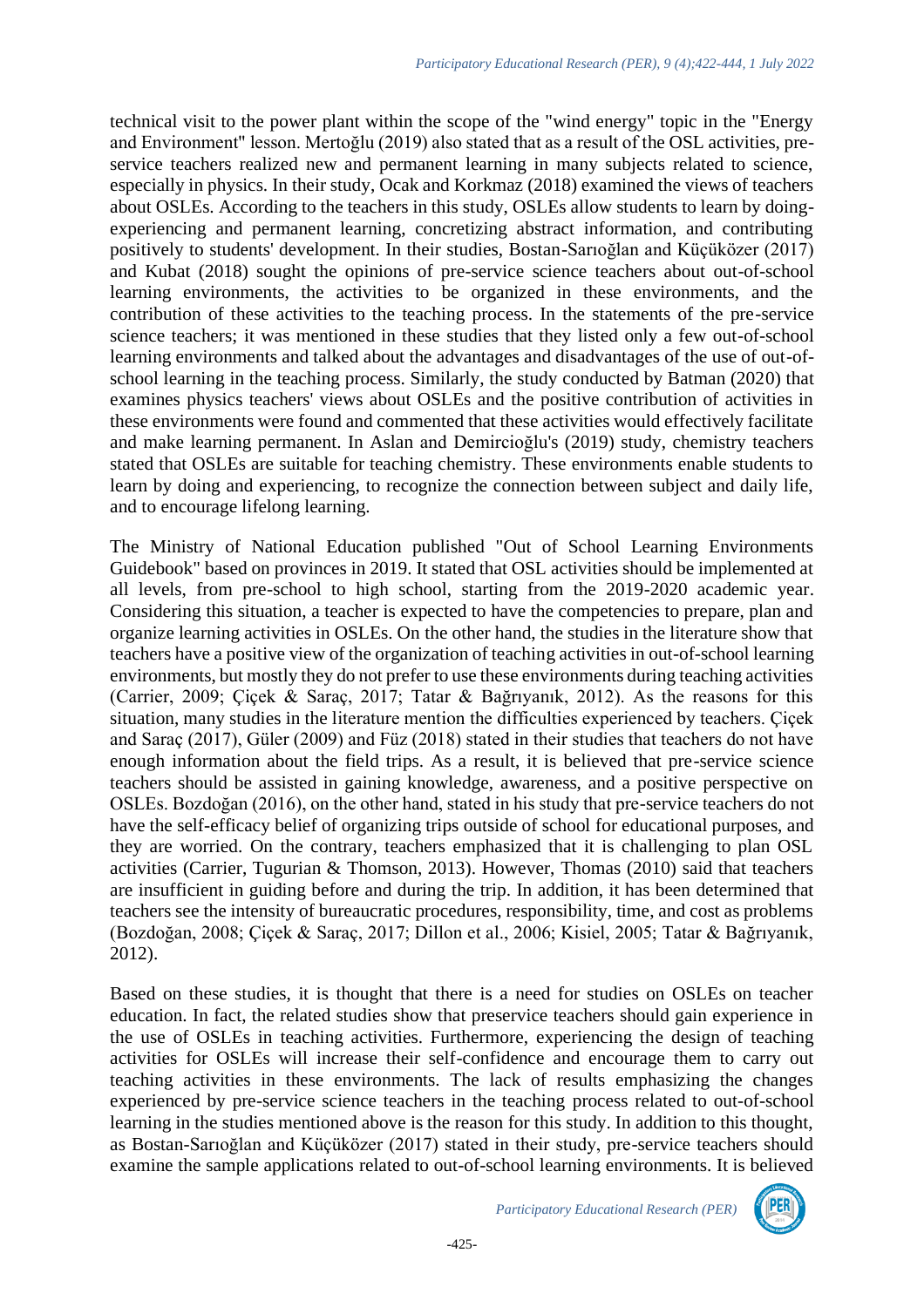technical visit to the power plant within the scope of the "wind energy" topic in the "Energy and Environment" lesson. Mertoğlu (2019) also stated that as a result of the OSL activities, pre-service teachers realized new and permanent learning in many subjects related to science, especially in physics. In their study, Ocak and Korkmaz (2018) examined the views of teachers about OSLEs. According to the teachers in this study, OSLEs allow students to learn by doing-experiencing and permanent learning, concretizing abstract information, and contributing positively to students' development. In their studies, Bostan-Sarıoğlan and Küçüközer (2017) and Kubat (2018) sought the opinions of pre-service science teachers about out-of-school learning environments, the activities to be organized in these environments, and the contribution of these activities to the teaching process. In the statements of the pre-service science teachers; it was mentioned in these studies that they listed only a few out-of-school learning environments and talked about the advantages and disadvantages of the use of out-of-school learning in the teaching process. Similarly, the study conducted by Batman (2020) that examines physics teachers' views about OSLEs and the positive contribution of activities in these environments were found and commented that these activities would effectively facilitate and make learning permanent. In Aslan and Demircioğlu's (2019) study, chemistry teachers stated that OSLEs are suitable for teaching chemistry. These environments enable students to learn by doing and experiencing, to recognize the connection between subject and daily life, and to encourage lifelong learning.

The Ministry of National Education published "Out of School Learning Environments Guidebook" based on provinces in 2019. It stated that OSL activities should be implemented at all levels, from pre-school to high school, starting from the 2019-2020 academic year. Considering this situation, a teacher is expected to have the competencies to prepare, plan and organize learning activities in OSLEs. On the other hand, the studies in the literature show that teachers have a positive view of the organization of teaching activities in out-of-school learning environments, but mostly they do not prefer to use these environments during teaching activities (Carrier, 2009; Çiçek & Saraç, 2017; Tatar & Bağrıyanık, 2012). As the reasons for this situation, many studies in the literature mention the difficulties experienced by teachers. Çiçek and Saraç (2017), Güler (2009) and Füz (2018) stated in their studies that teachers do not have enough information about the field trips. As a result, it is believed that pre-service science teachers should be assisted in gaining knowledge, awareness, and a positive perspective on OSLEs. Bozdoğan (2016), on the other hand, stated in his study that pre-service teachers do not have the self-efficacy belief of organizing trips outside of school for educational purposes, and they are worried. On the contrary, teachers emphasized that it is challenging to plan OSL activities (Carrier, Tugurian & Thomson, 2013). However, Thomas (2010) said that teachers are insufficient in guiding before and during the trip. In addition, it has been determined that teachers see the intensity of bureaucratic procedures, responsibility, time, and cost as problems (Bozdoğan, 2008; Çiçek & Saraç, 2017; Dillon et al., 2006; Kisiel, 2005; Tatar & Bağrıyanık, 2012).

Based on these studies, it is thought that there is a need for studies on OSLEs on teacher education. In fact, the related studies show that preservice teachers should gain experience in the use of OSLEs in teaching activities. Furthermore, experiencing the design of teaching activities for OSLEs will increase their self-confidence and encourage them to carry out teaching activities in these environments. The lack of results emphasizing the changes experienced by pre-service science teachers in the teaching process related to out-of-school learning in the studies mentioned above is the reason for this study. In addition to this thought, as Bostan-Sarıoğlan and Küçüközer (2017) stated in their study, pre-service teachers should examine the sample applications related to out-of-school learning environments. It is believed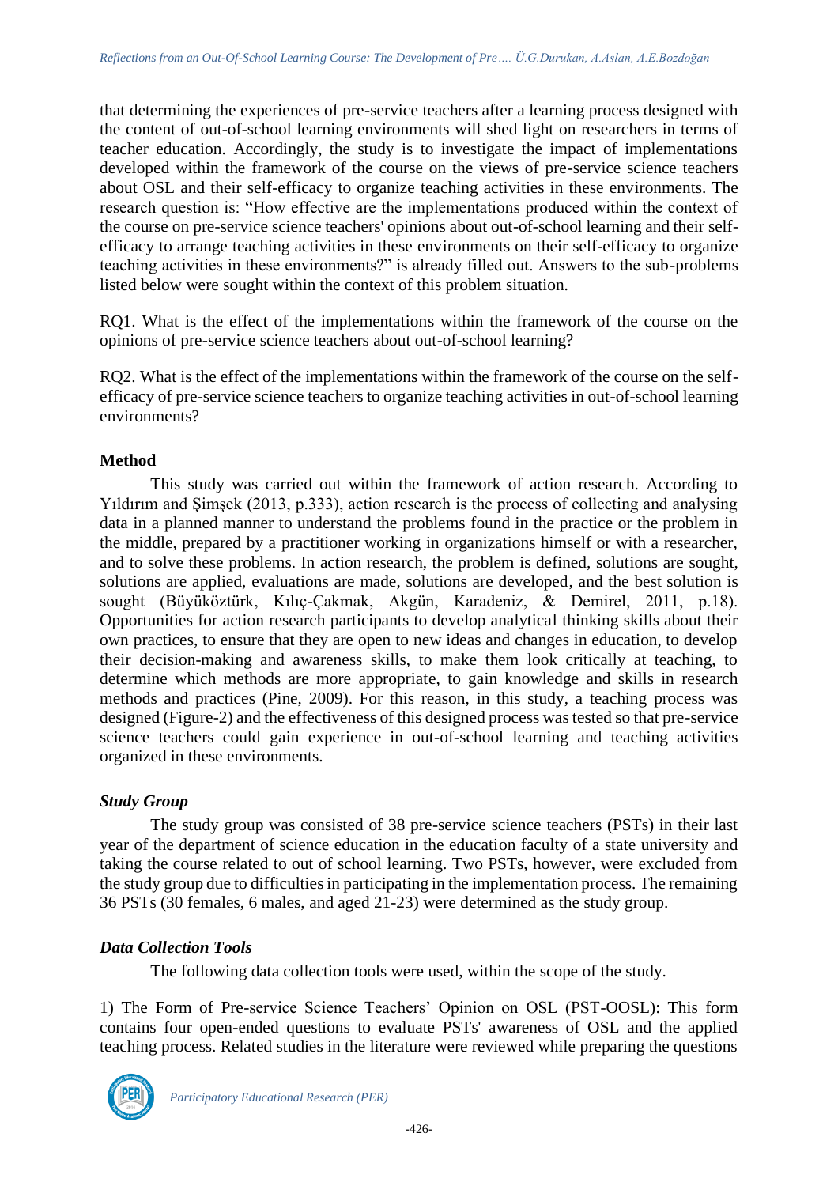that determining the experiences of pre-service teachers after a learning process designed with the content of out-of-school learning environments will shed light on researchers in terms of teacher education. Accordingly, the study is to investigate the impact of implementations developed within the framework of the course on the views of pre-service science teachers about OSL and their self-efficacy to organize teaching activities in these environments. The research question is: "How effective are the implementations produced within the context of the course on pre-service science teachers' opinions about out-of-school learning and their self-efficacy to arrange teaching activities in these environments on their self-efficacy to organize teaching activities in these environments?" is already filled out. Answers to the sub-problems listed below were sought within the context of this problem situation.

RQ1. What is the effect of the implementations within the framework of the course on the opinions of pre-service science teachers about out-of-school learning?

RQ2. What is the effect of the implementations within the framework of the course on the self-efficacy of pre-service science teachers to organize teaching activities in out-of-school learning environments?

## Method

This study was carried out within the framework of action research. According to Yıldırım and Şimşek (2013, p.333), action research is the process of collecting and analysing data in a planned manner to understand the problems found in the practice or the problem in the middle, prepared by a practitioner working in organizations himself or with a researcher, and to solve these problems. In action research, the problem is defined, solutions are sought, solutions are applied, evaluations are made, solutions are developed, and the best solution is sought (Büyüköztürk, Kılıç-Çakmak, Akgün, Karadeniz, & Demirel, 2011, p.18). Opportunities for action research participants to develop analytical thinking skills about their own practices, to ensure that they are open to new ideas and changes in education, to develop their decision-making and awareness skills, to make them look critically at teaching, to determine which methods are more appropriate, to gain knowledge and skills in research methods and practices (Pine, 2009). For this reason, in this study, a teaching process was designed (Figure-2) and the effectiveness of this designed process was tested so that pre-service science teachers could gain experience in out-of-school learning and teaching activities organized in these environments.

### *Study Group*

The study group was consisted of 38 pre-service science teachers (PSTs) in their last year of the department of science education in the education faculty of a state university and taking the course related to out of school learning. Two PSTs, however, were excluded from the study group due to difficulties in participating in the implementation process. The remaining 36 PSTs (30 females, 6 males, and aged 21-23) were determined as the study group.

### *Data Collection Tools*

The following data collection tools were used, within the scope of the study.

1) The Form of Pre-service Science Teachers' Opinion on OSL (PST-OOSL): This form contains four open-ended questions to evaluate PSTs' awareness of OSL and the applied teaching process. Related studies in the literature were reviewed while preparing the questions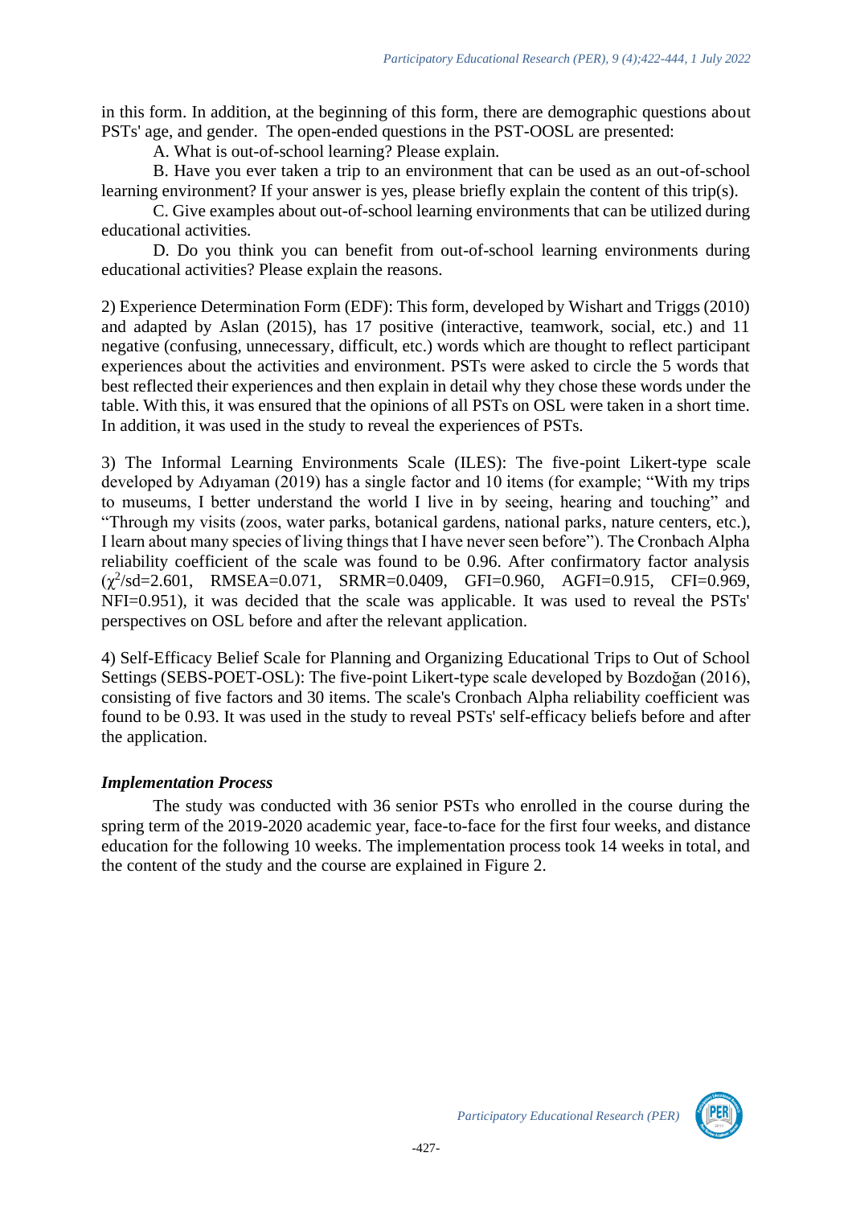in this form. In addition, at the beginning of this form, there are demographic questions about PSTs' age, and gender. The open-ended questions in the PST-OOSL are presented:

A. What is out-of-school learning? Please explain.

B. Have you ever taken a trip to an environment that can be used as an out-of-school learning environment? If your answer is yes, please briefly explain the content of this trip(s).

C. Give examples about out-of-school learning environments that can be utilized during educational activities.

D. Do you think you can benefit from out-of-school learning environments during educational activities? Please explain the reasons.

2) Experience Determination Form (EDF): This form, developed by Wishart and Triggs (2010) and adapted by Aslan (2015), has 17 positive (interactive, teamwork, social, etc.) and 11 negative (confusing, unnecessary, difficult, etc.) words which are thought to reflect participant experiences about the activities and environment. PSTs were asked to circle the 5 words that best reflected their experiences and then explain in detail why they chose these words under the table. With this, it was ensured that the opinions of all PSTs on OSL were taken in a short time. In addition, it was used in the study to reveal the experiences of PSTs.

3) The Informal Learning Environments Scale (ILES): The five-point Likert-type scale developed by Adıyaman (2019) has a single factor and 10 items (for example; "With my trips to museums, I better understand the world I live in by seeing, hearing and touching" and "Through my visits (zoos, water parks, botanical gardens, national parks, nature centers, etc.), I learn about many species of living things that I have never seen before"). The Cronbach Alpha reliability coefficient of the scale was found to be 0.96. After confirmatory factor analysis ($\chi^2$/sd=2.601, RMSEA=0.071, SRMR=0.0409, GFI=0.960, AGFI=0.915, CFI=0.969, NFI=0.951), it was decided that the scale was applicable. It was used to reveal the PSTs' perspectives on OSL before and after the relevant application.

4) Self-Efficacy Belief Scale for Planning and Organizing Educational Trips to Out of School Settings (SEBS-POET-OSL): The five-point Likert-type scale developed by Bozdoğan (2016), consisting of five factors and 30 items. The scale's Cronbach Alpha reliability coefficient was found to be 0.93. It was used in the study to reveal PSTs' self-efficacy beliefs before and after the application.

### *Implementation Process*

The study was conducted with 36 senior PSTs who enrolled in the course during the spring term of the 2019-2020 academic year, face-to-face for the first four weeks, and distance education for the following 10 weeks. The implementation process took 14 weeks in total, and the content of the study and the course are explained in Figure 2.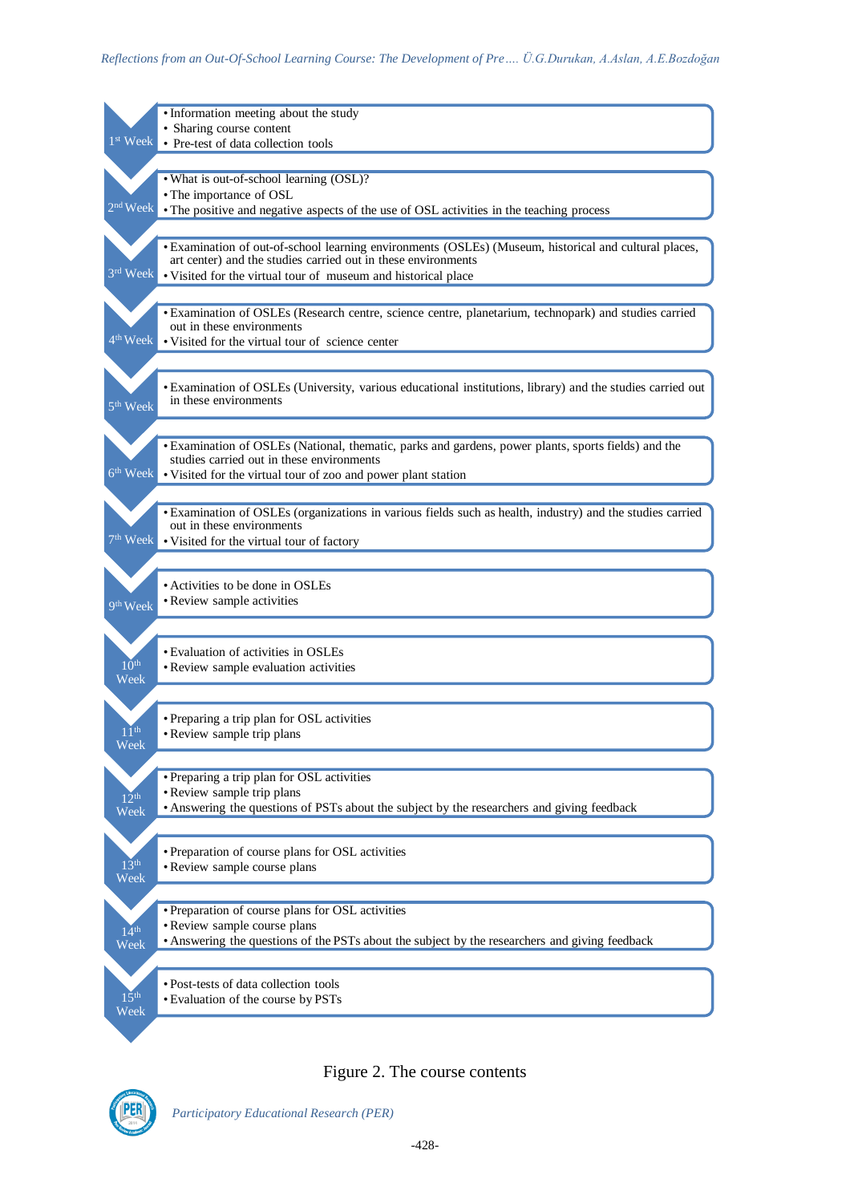**1st Week**
- Information meeting about the study
- Sharing course content
- Pre-test of data collection tools

**2nd Week**
- What is out-of-school learning (OSL)?
- The importance of OSL
- The positive and negative aspects of the use of OSL activities in the teaching process

**3rd Week**
- Examination of out-of-school learning environments (OSLEs) (Museum, historical and cultural places, art center) and the studies carried out in these environments
- Visited for the virtual tour of museum and historical place

**4th Week**
- Examination of OSLEs (Research centre, science centre, planetarium, technopark) and studies carried out in these environments
- Visited for the virtual tour of science center

**5th Week**
- Examination of OSLEs (University, various educational institutions, library) and the studies carried out in these environments

**6th Week**
- Examination of OSLEs (National, thematic, parks and gardens, power plants, sports fields) and the studies carried out in these environments
- Visited for the virtual tour of zoo and power plant station

**7th Week**
- Examination of OSLEs (organizations in various fields such as health, industry) and the studies carried out in these environments
- Visited for the virtual tour of factory

**9th Week**
- Activities to be done in OSLEs
- Review sample activities

**10th Week**
- Evaluation of activities in OSLEs
- Review sample evaluation activities

**11th Week**
- Preparing a trip plan for OSL activities
- Review sample trip plans

**12th Week**
- Preparing a trip plan for OSL activities
- Review sample trip plans
- Answering the questions of PSTs about the subject by the researchers and giving feedback

**13th Week**
- Preparation of course plans for OSL activities
- Review sample course plans

**14th Week**
- Preparation of course plans for OSL activities
- Review sample course plans
- Answering the questions of the PSTs about the subject by the researchers and giving feedback

**15th Week**
- Post-tests of data collection tools
- Evaluation of the course by PSTs

Figure 2. The course contents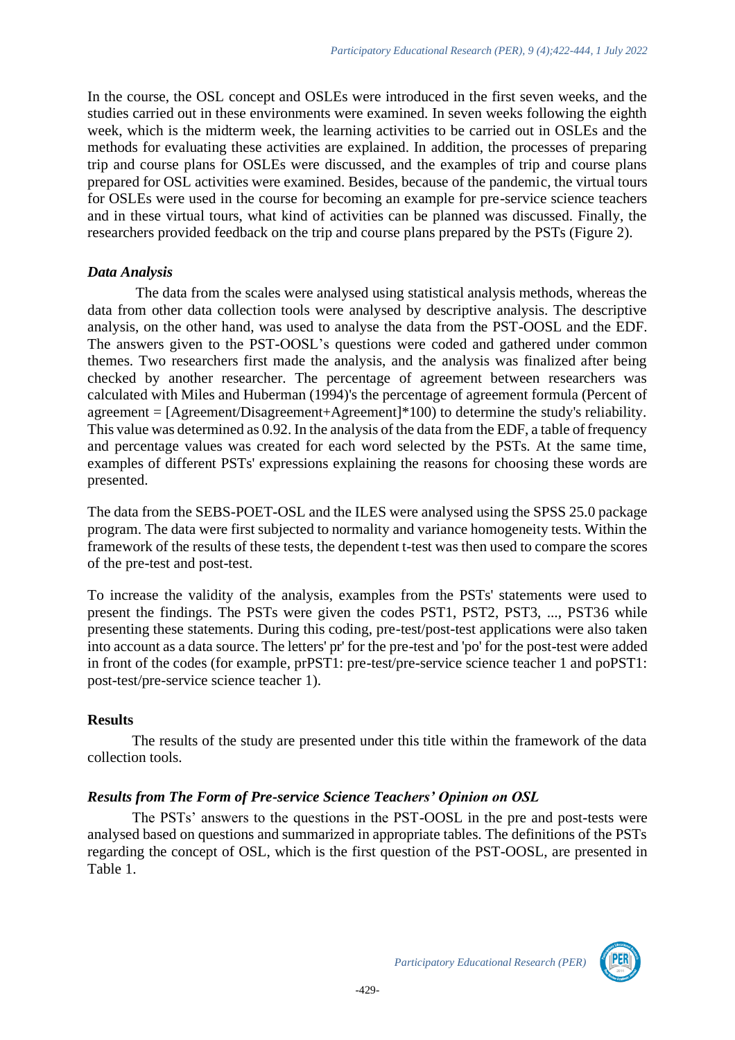In the course, the OSL concept and OSLEs were introduced in the first seven weeks, and the studies carried out in these environments were examined. In seven weeks following the eighth week, which is the midterm week, the learning activities to be carried out in OSLEs and the methods for evaluating these activities are explained. In addition, the processes of preparing trip and course plans for OSLEs were discussed, and the examples of trip and course plans prepared for OSL activities were examined. Besides, because of the pandemic, the virtual tours for OSLEs were used in the course for becoming an example for pre-service science teachers and in these virtual tours, what kind of activities can be planned was discussed. Finally, the researchers provided feedback on the trip and course plans prepared by the PSTs (Figure 2).

### *Data Analysis*

The data from the scales were analysed using statistical analysis methods, whereas the data from other data collection tools were analysed by descriptive analysis. The descriptive analysis, on the other hand, was used to analyse the data from the PST-OOSL and the EDF. The answers given to the PST-OOSL's questions were coded and gathered under common themes. Two researchers first made the analysis, and the analysis was finalized after being checked by another researcher. The percentage of agreement between researchers was calculated with Miles and Huberman (1994)'s the percentage of agreement formula (Percent of agreement = [Agreement/Disagreement+Agreement]*100) to determine the study's reliability. This value was determined as 0.92. In the analysis of the data from the EDF, a table of frequency and percentage values was created for each word selected by the PSTs. At the same time, examples of different PSTs' expressions explaining the reasons for choosing these words are presented.

The data from the SEBS-POET-OSL and the ILES were analysed using the SPSS 25.0 package program. The data were first subjected to normality and variance homogeneity tests. Within the framework of the results of these tests, the dependent t-test was then used to compare the scores of the pre-test and post-test.

To increase the validity of the analysis, examples from the PSTs' statements were used to present the findings. The PSTs were given the codes PST1, PST2, PST3, ..., PST36 while presenting these statements. During this coding, pre-test/post-test applications were also taken into account as a data source. The letters' pr' for the pre-test and 'po' for the post-test were added in front of the codes (for example, prPST1: pre-test/pre-service science teacher 1 and poPST1: post-test/pre-service science teacher 1).

## Results

The results of the study are presented under this title within the framework of the data collection tools.

### *Results from The Form of Pre-service Science Teachers' Opinion on OSL*

The PSTs' answers to the questions in the PST-OOSL in the pre and post-tests were analysed based on questions and summarized in appropriate tables. The definitions of the PSTs regarding the concept of OSL, which is the first question of the PST-OOSL, are presented in Table 1.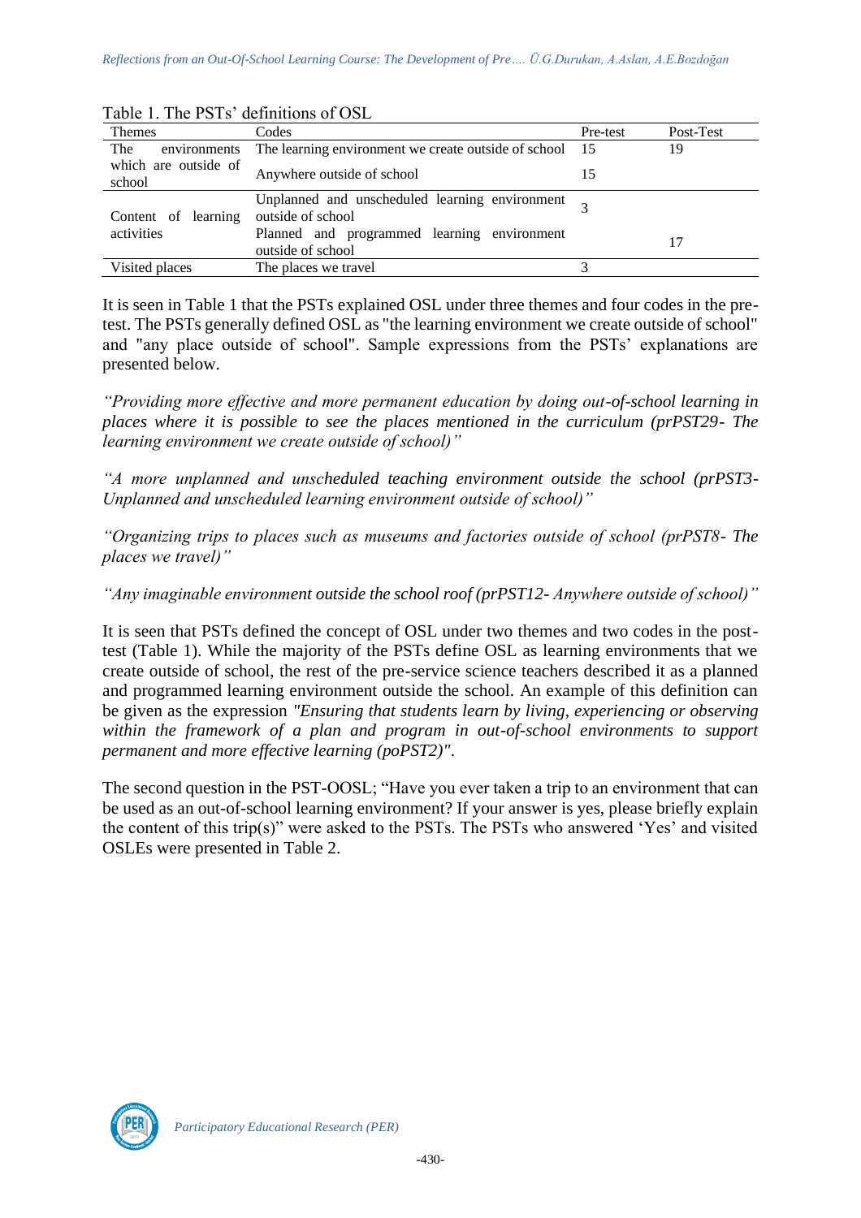Table 1. The PSTs' definitions of OSL

| Themes | Codes | Pre-test | Post-Test |
|---|---|---|---|
| The environments which are outside of school | The learning environment we create outside of school | 15 | 19 |
| | Anywhere outside of school | 15 | |
| Content of learning activities | Unplanned and unscheduled learning environment outside of school | 3 | |
| | Planned and programmed learning environment outside of school | | 17 |
| Visited places | The places we travel | 3 | |

It is seen in Table 1 that the PSTs explained OSL under three themes and four codes in the pre-test. The PSTs generally defined OSL as "the learning environment we create outside of school" and "any place outside of school". Sample expressions from the PSTs' explanations are presented below.

*"Providing more effective and more permanent education by doing out-of-school learning in places where it is possible to see the places mentioned in the curriculum (prPST29- The learning environment we create outside of school)"*

*"A more unplanned and unscheduled teaching environment outside the school (prPST3- Unplanned and unscheduled learning environment outside of school)"*

*"Organizing trips to places such as museums and factories outside of school (prPST8- The places we travel)"*

*"Any imaginable environment outside the school roof (prPST12- Anywhere outside of school)"*

It is seen that PSTs defined the concept of OSL under two themes and two codes in the post-test (Table 1). While the majority of the PSTs define OSL as learning environments that we create outside of school, the rest of the pre-service science teachers described it as a planned and programmed learning environment outside the school. An example of this definition can be given as the expression *"Ensuring that students learn by living, experiencing or observing within the framework of a plan and program in out-of-school environments to support permanent and more effective learning (poPST2)"*.

The second question in the PST-OOSL; "Have you ever taken a trip to an environment that can be used as an out-of-school learning environment? If your answer is yes, please briefly explain the content of this trip(s)" were asked to the PSTs. The PSTs who answered 'Yes' and visited OSLEs were presented in Table 2.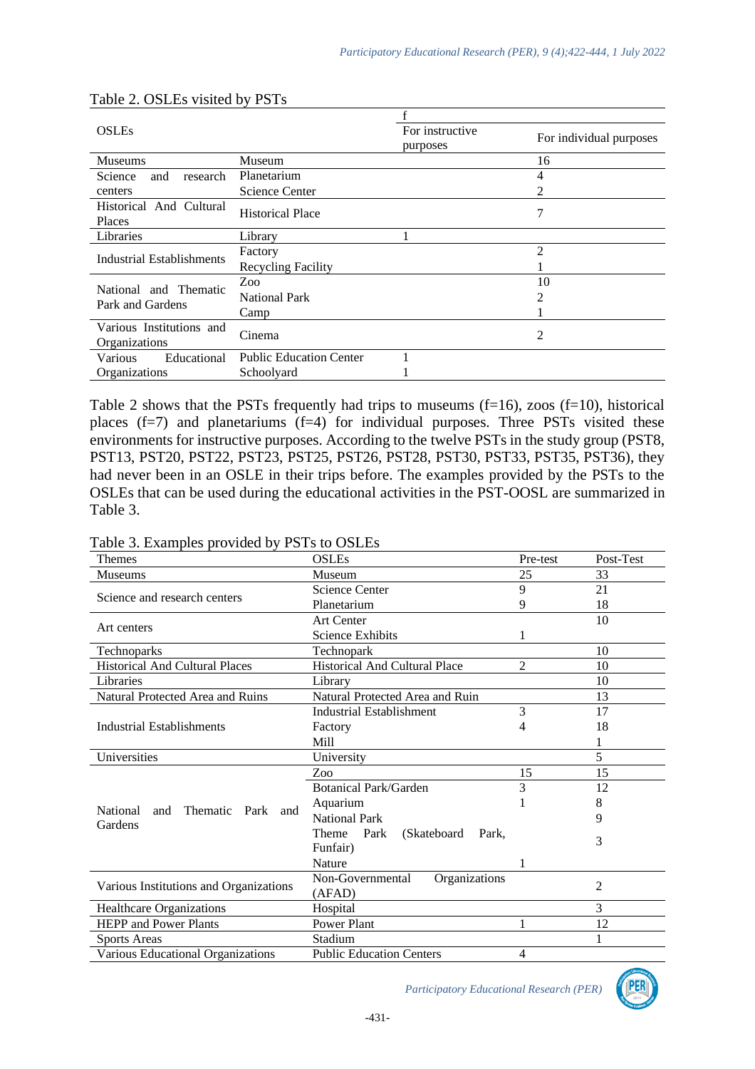Table 2. OSLEs visited by PSTs

| OSLEs | | f | |
|---|---|---|---|
| | | For instructive purposes | For individual purposes |
| Museums | Museum | | 16 |
| Science and research centers | Planetarium | | 4 |
| | Science Center | | 2 |
| Historical And Cultural Places | Historical Place | | 7 |
| Libraries | Library | 1 | |
| Industrial Establishments | Factory | | 2 |
| | Recycling Facility | | 1 |
| National and Thematic Park and Gardens | Zoo | | 10 |
| | National Park | | 2 |
| | Camp | | 1 |
| Various Institutions and Organizations | Cinema | | 2 |
| Various Educational Organizations | Public Education Center | 1 | |
| | Schoolyard | 1 | |

Table 2 shows that the PSTs frequently had trips to museums (f=16), zoos (f=10), historical places (f=7) and planetariums (f=4) for individual purposes. Three PSTs visited these environments for instructive purposes. According to the twelve PSTs in the study group (PST8, PST13, PST20, PST22, PST23, PST25, PST26, PST28, PST30, PST33, PST35, PST36), they had never been in an OSLE in their trips before. The examples provided by the PSTs to the OSLEs that can be used during the educational activities in the PST-OOSL are summarized in Table 3.

Table 3. Examples provided by PSTs to OSLEs

| Themes | OSLEs | Pre-test | Post-Test |
|---|---|---|---|
| Museums | Museum | 25 | 33 |
| Science and research centers | Science Center | 9 | 21 |
| | Planetarium | 9 | 18 |
| Art centers | Art Center | | 10 |
| | Science Exhibits | 1 | |
| Technoparks | Technopark | | 10 |
| Historical And Cultural Places | Historical And Cultural Place | 2 | 10 |
| Libraries | Library | | 10 |
| Natural Protected Area and Ruins | Natural Protected Area and Ruin | | 13 |
| Industrial Establishments | Industrial Establishment | 3 | 17 |
| | Factory | 4 | 18 |
| | Mill | | 1 |
| Universities | University | | 5 |
| National and Thematic Park and Gardens | Zoo | 15 | 15 |
| | Botanical Park/Garden | 3 | 12 |
| | Aquarium | 1 | 8 |
| | National Park | | 9 |
| | Theme Park (Skateboard Park, Funfair) | | 3 |
| | Nature | 1 | |
| Various Institutions and Organizations | Non-Governmental Organizations (AFAD) | | 2 |
| Healthcare Organizations | Hospital | | 3 |
| HEPP and Power Plants | Power Plant | 1 | 12 |
| Sports Areas | Stadium | | 1 |
| Various Educational Organizations | Public Education Centers | 4 | |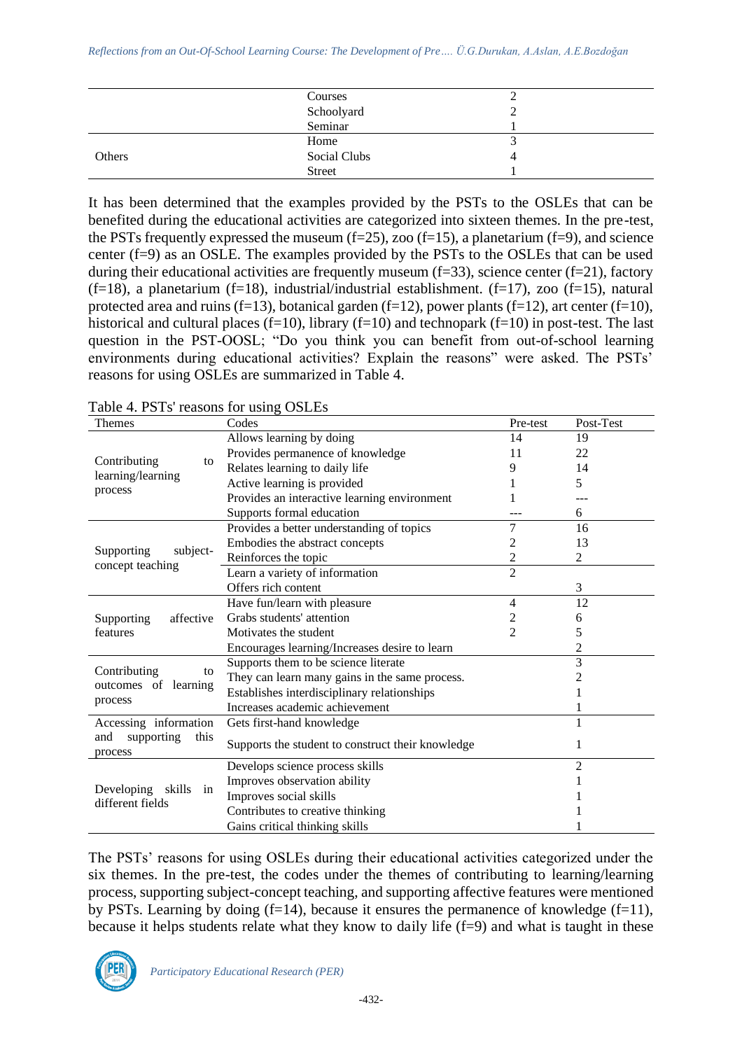| | | |
|---|---|---|
| | Courses | 2 |
| | Schoolyard | 2 |
| | Seminar | 1 |
| Others | Home | 3 |
| | Social Clubs | 4 |
| | Street | 1 |

It has been determined that the examples provided by the PSTs to the OSLEs that can be benefited during the educational activities are categorized into sixteen themes. In the pre-test, the PSTs frequently expressed the museum (f=25), zoo (f=15), a planetarium (f=9), and science center (f=9) as an OSLE. The examples provided by the PSTs to the OSLEs that can be used during their educational activities are frequently museum (f=33), science center (f=21), factory (f=18), a planetarium (f=18), industrial/industrial establishment. (f=17), zoo (f=15), natural protected area and ruins (f=13), botanical garden (f=12), power plants (f=12), art center (f=10), historical and cultural places (f=10), library (f=10) and technopark (f=10) in post-test. The last question in the PST-OOSL; "Do you think you can benefit from out-of-school learning environments during educational activities? Explain the reasons" were asked. The PSTs' reasons for using OSLEs are summarized in Table 4.

Table 4. PSTs' reasons for using OSLEs

| Themes | Codes | Pre-test | Post-Test |
|---|---|---|---|
| Contributing to learning/learning process | Allows learning by doing | 14 | 19 |
| | Provides permanence of knowledge | 11 | 22 |
| | Relates learning to daily life | 9 | 14 |
| | Active learning is provided | 1 | 5 |
| | Provides an interactive learning environment | 1 | --- |
| | Supports formal education | --- | 6 |
| Supporting subject-concept teaching | Provides a better understanding of topics | 7 | 16 |
| | Embodies the abstract concepts | 2 | 13 |
| | Reinforces the topic | 2 | 2 |
| | Learn a variety of information | 2 | |
| | Offers rich content | | 3 |
| Supporting affective features | Have fun/learn with pleasure | 4 | 12 |
| | Grabs students' attention | 2 | 6 |
| | Motivates the student | 2 | 5 |
| | Encourages learning/Increases desire to learn | | 2 |
| Contributing to outcomes of learning process | Supports them to be science literate | | 3 |
| | They can learn many gains in the same process. | | 2 |
| | Establishes interdisciplinary relationships | | 1 |
| | Increases academic achievement | | 1 |
| Accessing information and supporting this process | Gets first-hand knowledge | | 1 |
| | Supports the student to construct their knowledge | | 1 |
| Developing skills in different fields | Develops science process skills | | 2 |
| | Improves observation ability | | 1 |
| | Improves social skills | | 1 |
| | Contributes to creative thinking | | 1 |
| | Gains critical thinking skills | | 1 |

The PSTs' reasons for using OSLEs during their educational activities categorized under the six themes. In the pre-test, the codes under the themes of contributing to learning/learning process, supporting subject-concept teaching, and supporting affective features were mentioned by PSTs. Learning by doing (f=14), because it ensures the permanence of knowledge (f=11), because it helps students relate what they know to daily life (f=9) and what is taught in these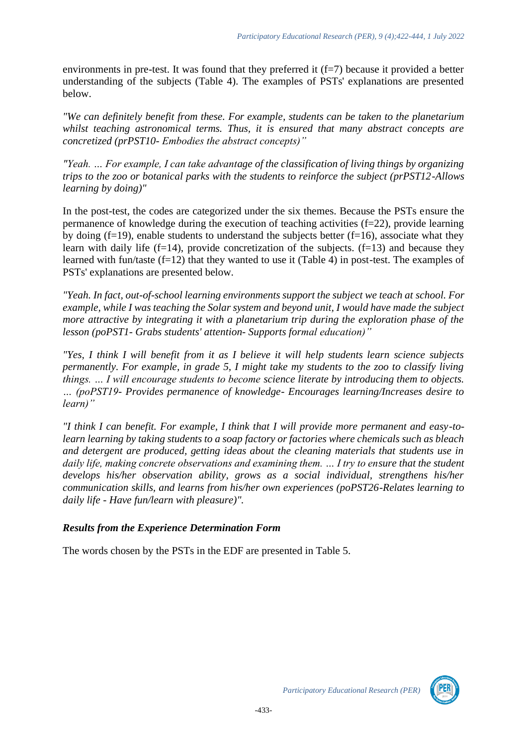environments in pre-test. It was found that they preferred it (f=7) because it provided a better understanding of the subjects (Table 4). The examples of PSTs' explanations are presented below.

*"We can definitely benefit from these. For example, students can be taken to the planetarium whilst teaching astronomical terms. Thus, it is ensured that many abstract concepts are concretized (prPST10- Embodies the abstract concepts)"*

*"Yeah. ... For example, I can take advantage of the classification of living things by organizing trips to the zoo or botanical parks with the students to reinforce the subject (prPST12-Allows learning by doing)"*

In the post-test, the codes are categorized under the six themes. Because the PSTs ensure the permanence of knowledge during the execution of teaching activities (f=22), provide learning by doing (f=19), enable students to understand the subjects better (f=16), associate what they learn with daily life (f=14), provide concretization of the subjects. (f=13) and because they learned with fun/taste (f=12) that they wanted to use it (Table 4) in post-test. The examples of PSTs' explanations are presented below.

*"Yeah. In fact, out-of-school learning environments support the subject we teach at school. For example, while I was teaching the Solar system and beyond unit, I would have made the subject more attractive by integrating it with a planetarium trip during the exploration phase of the lesson (poPST1- Grabs students' attention- Supports formal education)"*

*"Yes, I think I will benefit from it as I believe it will help students learn science subjects permanently. For example, in grade 5, I might take my students to the zoo to classify living things. ... I will encourage students to become science literate by introducing them to objects. ... (poPST19- Provides permanence of knowledge- Encourages learning/Increases desire to learn)"*

*"I think I can benefit. For example, I think that I will provide more permanent and easy-to-learn learning by taking students to a soap factory or factories where chemicals such as bleach and detergent are produced, getting ideas about the cleaning materials that students use in daily life, making concrete observations and examining them. ... I try to ensure that the student develops his/her observation ability, grows as a social individual, strengthens his/her communication skills, and learns from his/her own experiences (poPST26-Relates learning to daily life - Have fun/learn with pleasure)".*

### *Results from the Experience Determination Form*

The words chosen by the PSTs in the EDF are presented in Table 5.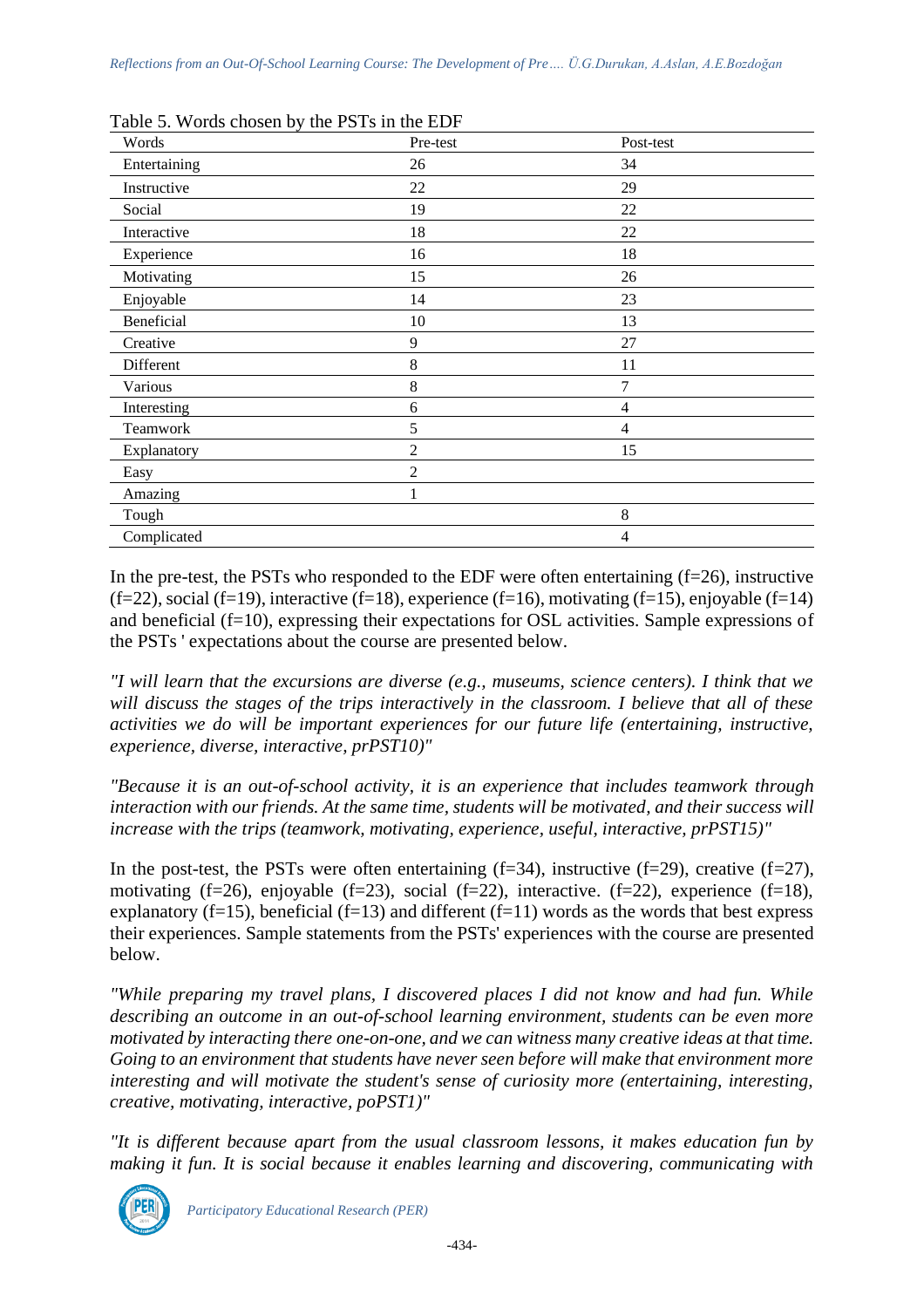Table 5. Words chosen by the PSTs in the EDF

| Words | Pre-test | Post-test |
|---|---|---|
| Entertaining | 26 | 34 |
| Instructive | 22 | 29 |
| Social | 19 | 22 |
| Interactive | 18 | 22 |
| Experience | 16 | 18 |
| Motivating | 15 | 26 |
| Enjoyable | 14 | 23 |
| Beneficial | 10 | 13 |
| Creative | 9 | 27 |
| Different | 8 | 11 |
| Various | 8 | 7 |
| Interesting | 6 | 4 |
| Teamwork | 5 | 4 |
| Explanatory | 2 | 15 |
| Easy | 2 | |
| Amazing | 1 | |
| Tough | | 8 |
| Complicated | | 4 |

In the pre-test, the PSTs who responded to the EDF were often entertaining (f=26), instructive (f=22), social (f=19), interactive (f=18), experience (f=16), motivating (f=15), enjoyable (f=14) and beneficial (f=10), expressing their expectations for OSL activities. Sample expressions of the PSTs ' expectations about the course are presented below.

*"I will learn that the excursions are diverse (e.g., museums, science centers). I think that we will discuss the stages of the trips interactively in the classroom. I believe that all of these activities we do will be important experiences for our future life (entertaining, instructive, experience, diverse, interactive, prPST10)"*

*"Because it is an out-of-school activity, it is an experience that includes teamwork through interaction with our friends. At the same time, students will be motivated, and their success will increase with the trips (teamwork, motivating, experience, useful, interactive, prPST15)"*

In the post-test, the PSTs were often entertaining (f=34), instructive (f=29), creative (f=27), motivating (f=26), enjoyable (f=23), social (f=22), interactive. (f=22), experience (f=18), explanatory (f=15), beneficial (f=13) and different (f=11) words as the words that best express their experiences. Sample statements from the PSTs' experiences with the course are presented below.

*"While preparing my travel plans, I discovered places I did not know and had fun. While describing an outcome in an out-of-school learning environment, students can be even more motivated by interacting there one-on-one, and we can witness many creative ideas at that time. Going to an environment that students have never seen before will make that environment more interesting and will motivate the student's sense of curiosity more (entertaining, interesting, creative, motivating, interactive, poPST1)"*

*"It is different because apart from the usual classroom lessons, it makes education fun by making it fun. It is social because it enables learning and discovering, communicating with*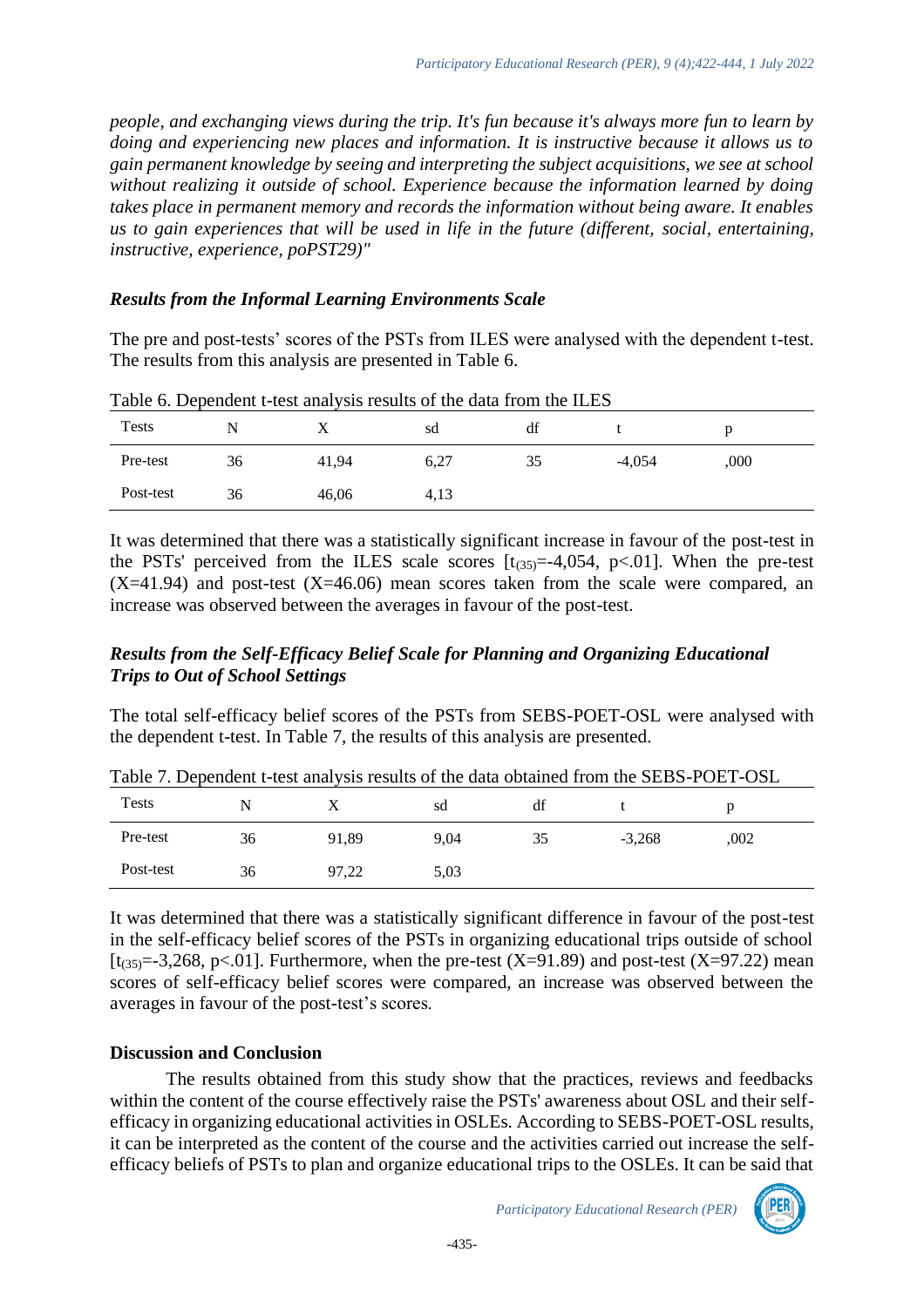*people, and exchanging views during the trip. It's fun because it's always more fun to learn by doing and experiencing new places and information. It is instructive because it allows us to gain permanent knowledge by seeing and interpreting the subject acquisitions, we see at school without realizing it outside of school. Experience because the information learned by doing takes place in permanent memory and records the information without being aware. It enables us to gain experiences that will be used in life in the future (different, social, entertaining, instructive, experience, poPST29)"*

### *Results from the Informal Learning Environments Scale*

The pre and post-tests' scores of the PSTs from ILES were analysed with the dependent t-test. The results from this analysis are presented in Table 6.

Table 6. Dependent t-test analysis results of the data from the ILES

| Tests | N | X | sd | df | t | p |
|---|---|---|---|---|---|---|
| Pre-test | 36 | 41,94 | 6,27 | 35 | -4,054 | ,000 |
| Post-test | 36 | 46,06 | 4,13 | | | |

It was determined that there was a statistically significant increase in favour of the post-test in the PSTs' perceived from the ILES scale scores [$t_{(35)}$=-4,054, p<.01]. When the pre-test (X=41.94) and post-test (X=46.06) mean scores taken from the scale were compared, an increase was observed between the averages in favour of the post-test.

### *Results from the Self-Efficacy Belief Scale for Planning and Organizing Educational Trips to Out of School Settings*

The total self-efficacy belief scores of the PSTs from SEBS-POET-OSL were analysed with the dependent t-test. In Table 7, the results of this analysis are presented.

Table 7. Dependent t-test analysis results of the data obtained from the SEBS-POET-OSL

| Tests | N | X | sd | df | t | p |
|---|---|---|---|---|---|---|
| Pre-test | 36 | 91,89 | 9,04 | 35 | -3,268 | ,002 |
| Post-test | 36 | 97,22 | 5,03 | | | |

It was determined that there was a statistically significant difference in favour of the post-test in the self-efficacy belief scores of the PSTs in organizing educational trips outside of school [$t_{(35)}$=-3,268, p<.01]. Furthermore, when the pre-test (X=91.89) and post-test (X=97.22) mean scores of self-efficacy belief scores were compared, an increase was observed between the averages in favour of the post-test's scores.

## Discussion and Conclusion

The results obtained from this study show that the practices, reviews and feedbacks within the content of the course effectively raise the PSTs' awareness about OSL and their self-efficacy in organizing educational activities in OSLEs. According to SEBS-POET-OSL results, it can be interpreted as the content of the course and the activities carried out increase the self-efficacy beliefs of PSTs to plan and organize educational trips to the OSLEs. It can be said that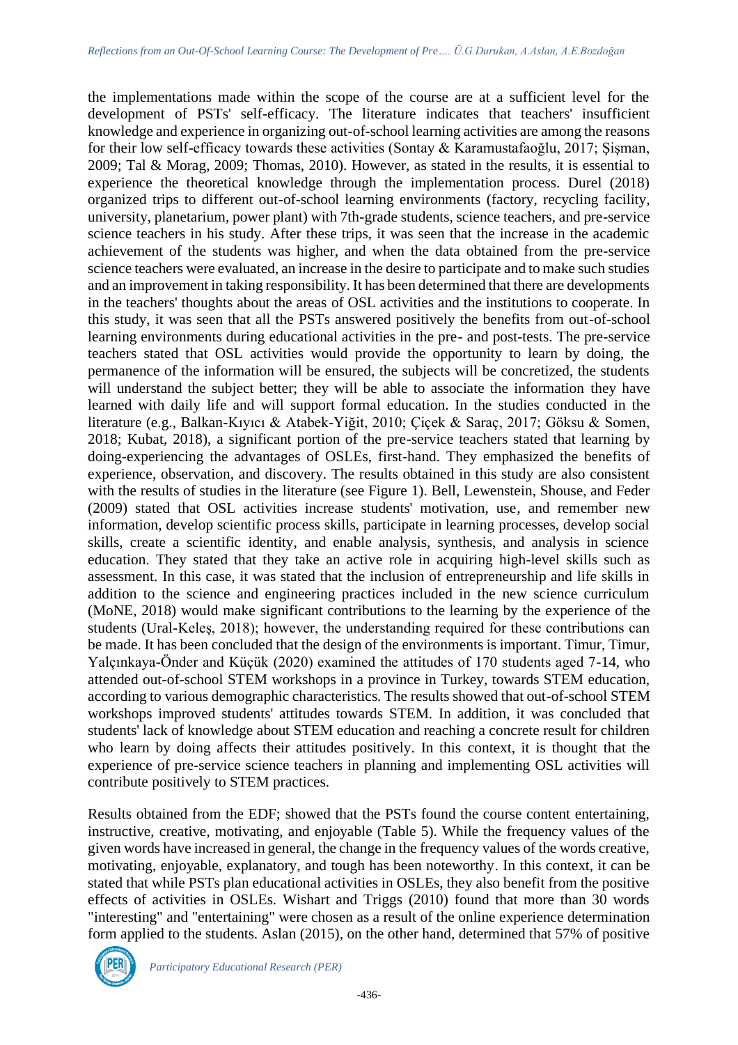the implementations made within the scope of the course are at a sufficient level for the development of PSTs' self-efficacy. The literature indicates that teachers' insufficient knowledge and experience in organizing out-of-school learning activities are among the reasons for their low self-efficacy towards these activities (Sontay & Karamustafaoğlu, 2017; Şişman, 2009; Tal & Morag, 2009; Thomas, 2010). However, as stated in the results, it is essential to experience the theoretical knowledge through the implementation process. Durel (2018) organized trips to different out-of-school learning environments (factory, recycling facility, university, planetarium, power plant) with 7th-grade students, science teachers, and pre-service science teachers in his study. After these trips, it was seen that the increase in the academic achievement of the students was higher, and when the data obtained from the pre-service science teachers were evaluated, an increase in the desire to participate and to make such studies and an improvement in taking responsibility. It has been determined that there are developments in the teachers' thoughts about the areas of OSL activities and the institutions to cooperate. In this study, it was seen that all the PSTs answered positively the benefits from out-of-school learning environments during educational activities in the pre- and post-tests. The pre-service teachers stated that OSL activities would provide the opportunity to learn by doing, the permanence of the information will be ensured, the subjects will be concretized, the students will understand the subject better; they will be able to associate the information they have learned with daily life and will support formal education. In the studies conducted in the literature (e.g., Balkan-Kıyıcı & Atabek-Yiğit, 2010; Çiçek & Saraç, 2017; Göksu & Somen, 2018; Kubat, 2018), a significant portion of the pre-service teachers stated that learning by doing-experiencing the advantages of OSLEs, first-hand. They emphasized the benefits of experience, observation, and discovery. The results obtained in this study are also consistent with the results of studies in the literature (see Figure 1). Bell, Lewenstein, Shouse, and Feder (2009) stated that OSL activities increase students' motivation, use, and remember new information, develop scientific process skills, participate in learning processes, develop social skills, create a scientific identity, and enable analysis, synthesis, and analysis in science education. They stated that they take an active role in acquiring high-level skills such as assessment. In this case, it was stated that the inclusion of entrepreneurship and life skills in addition to the science and engineering practices included in the new science curriculum (MoNE, 2018) would make significant contributions to the learning by the experience of the students (Ural-Keleş, 2018); however, the understanding required for these contributions can be made. It has been concluded that the design of the environments is important. Timur, Timur, Yalçınkaya-Önder and Küçük (2020) examined the attitudes of 170 students aged 7-14, who attended out-of-school STEM workshops in a province in Turkey, towards STEM education, according to various demographic characteristics. The results showed that out-of-school STEM workshops improved students' attitudes towards STEM. In addition, it was concluded that students' lack of knowledge about STEM education and reaching a concrete result for children who learn by doing affects their attitudes positively. In this context, it is thought that the experience of pre-service science teachers in planning and implementing OSL activities will contribute positively to STEM practices.

Results obtained from the EDF; showed that the PSTs found the course content entertaining, instructive, creative, motivating, and enjoyable (Table 5). While the frequency values of the given words have increased in general, the change in the frequency values of the words creative, motivating, enjoyable, explanatory, and tough has been noteworthy. In this context, it can be stated that while PSTs plan educational activities in OSLEs, they also benefit from the positive effects of activities in OSLEs. Wishart and Triggs (2010) found that more than 30 words "interesting" and "entertaining" were chosen as a result of the online experience determination form applied to the students. Aslan (2015), on the other hand, determined that 57% of positive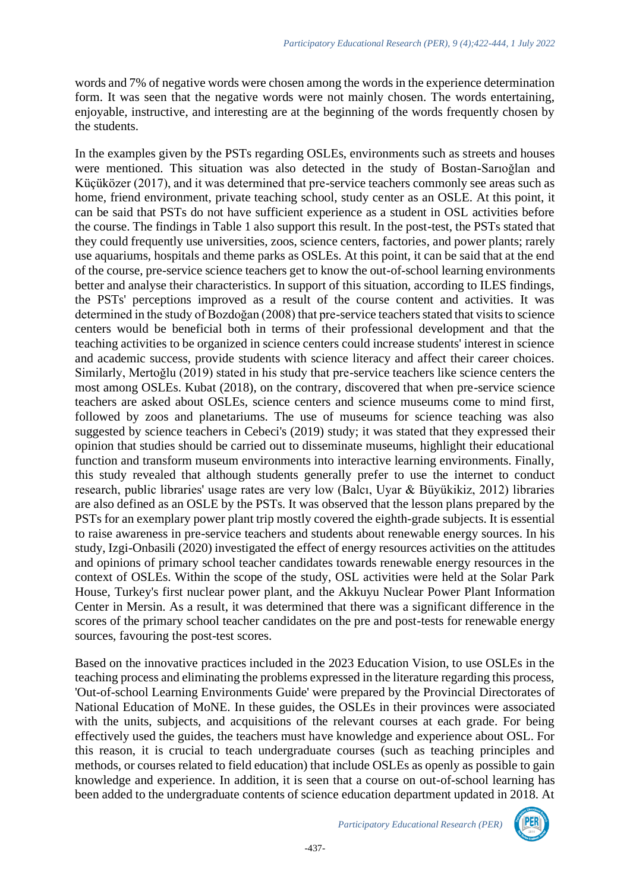words and 7% of negative words were chosen among the words in the experience determination form. It was seen that the negative words were not mainly chosen. The words entertaining, enjoyable, instructive, and interesting are at the beginning of the words frequently chosen by the students.

In the examples given by the PSTs regarding OSLEs, environments such as streets and houses were mentioned. This situation was also detected in the study of Bostan-Sarıoğlan and Küçüközer (2017), and it was determined that pre-service teachers commonly see areas such as home, friend environment, private teaching school, study center as an OSLE. At this point, it can be said that PSTs do not have sufficient experience as a student in OSL activities before the course. The findings in Table 1 also support this result. In the post-test, the PSTs stated that they could frequently use universities, zoos, science centers, factories, and power plants; rarely use aquariums, hospitals and theme parks as OSLEs. At this point, it can be said that at the end of the course, pre-service science teachers get to know the out-of-school learning environments better and analyse their characteristics. In support of this situation, according to ILES findings, the PSTs' perceptions improved as a result of the course content and activities. It was determined in the study of Bozdoğan (2008) that pre-service teachers stated that visits to science centers would be beneficial both in terms of their professional development and that the teaching activities to be organized in science centers could increase students' interest in science and academic success, provide students with science literacy and affect their career choices. Similarly, Mertoğlu (2019) stated in his study that pre-service teachers like science centers the most among OSLEs. Kubat (2018), on the contrary, discovered that when pre-service science teachers are asked about OSLEs, science centers and science museums come to mind first, followed by zoos and planetariums. The use of museums for science teaching was also suggested by science teachers in Cebeci's (2019) study; it was stated that they expressed their opinion that studies should be carried out to disseminate museums, highlight their educational function and transform museum environments into interactive learning environments. Finally, this study revealed that although students generally prefer to use the internet to conduct research, public libraries' usage rates are very low (Balcı, Uyar & Büyükikiz, 2012) libraries are also defined as an OSLE by the PSTs. It was observed that the lesson plans prepared by the PSTs for an exemplary power plant trip mostly covered the eighth-grade subjects. It is essential to raise awareness in pre-service teachers and students about renewable energy sources. In his study, Izgi-Onbasili (2020) investigated the effect of energy resources activities on the attitudes and opinions of primary school teacher candidates towards renewable energy resources in the context of OSLEs. Within the scope of the study, OSL activities were held at the Solar Park House, Turkey's first nuclear power plant, and the Akkuyu Nuclear Power Plant Information Center in Mersin. As a result, it was determined that there was a significant difference in the scores of the primary school teacher candidates on the pre and post-tests for renewable energy sources, favouring the post-test scores.

Based on the innovative practices included in the 2023 Education Vision, to use OSLEs in the teaching process and eliminating the problems expressed in the literature regarding this process, 'Out-of-school Learning Environments Guide' were prepared by the Provincial Directorates of National Education of MoNE. In these guides, the OSLEs in their provinces were associated with the units, subjects, and acquisitions of the relevant courses at each grade. For being effectively used the guides, the teachers must have knowledge and experience about OSL. For this reason, it is crucial to teach undergraduate courses (such as teaching principles and methods, or courses related to field education) that include OSLEs as openly as possible to gain knowledge and experience. In addition, it is seen that a course on out-of-school learning has been added to the undergraduate contents of science education department updated in 2018. At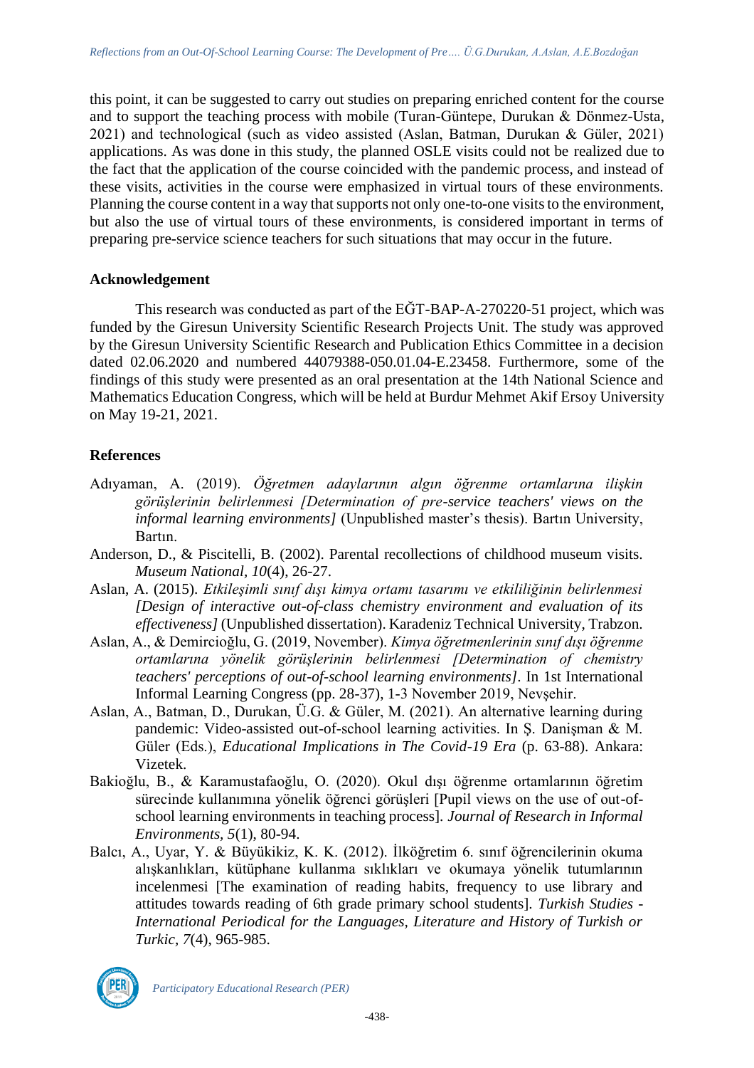this point, it can be suggested to carry out studies on preparing enriched content for the course and to support the teaching process with mobile (Turan-Güntepe, Durukan & Dönmez-Usta, 2021) and technological (such as video assisted (Aslan, Batman, Durukan & Güler, 2021) applications. As was done in this study, the planned OSLE visits could not be realized due to the fact that the application of the course coincided with the pandemic process, and instead of these visits, activities in the course were emphasized in virtual tours of these environments. Planning the course content in a way that supports not only one-to-one visits to the environment, but also the use of virtual tours of these environments, is considered important in terms of preparing pre-service science teachers for such situations that may occur in the future.

## Acknowledgement

This research was conducted as part of the EĞT-BAP-A-270220-51 project, which was funded by the Giresun University Scientific Research Projects Unit. The study was approved by the Giresun University Scientific Research and Publication Ethics Committee in a decision dated 02.06.2020 and numbered 44079388-050.01.04-E.23458. Furthermore, some of the findings of this study were presented as an oral presentation at the 14th National Science and Mathematics Education Congress, which will be held at Burdur Mehmet Akif Ersoy University on May 19-21, 2021.

## References

Adıyaman, A. (2019). *Öğretmen adaylarının algın öğrenme ortamlarına ilişkin görüşlerinin belirlenmesi [Determination of pre-service teachers' views on the informal learning environments]* (Unpublished master's thesis). Bartın University, Bartın.

Anderson, D., & Piscitelli, B. (2002). Parental recollections of childhood museum visits. *Museum National, 10*(4), 26-27.

Aslan, A. (2015). *Etkileşimli sınıf dışı kimya ortamı tasarımı ve etkililiğinin belirlenmesi [Design of interactive out-of-class chemistry environment and evaluation of its effectiveness]* (Unpublished dissertation). Karadeniz Technical University, Trabzon.

Aslan, A., & Demircioğlu, G. (2019, November). *Kimya öğretmenlerinin sınıf dışı öğrenme ortamlarına yönelik görüşlerinin belirlenmesi [Determination of chemistry teachers' perceptions of out-of-school learning environments]*. In 1st International Informal Learning Congress (pp. 28-37), 1-3 November 2019, Nevşehir.

Aslan, A., Batman, D., Durukan, Ü.G. & Güler, M. (2021). An alternative learning during pandemic: Video-assisted out-of-school learning activities. In Ş. Danişman & M. Güler (Eds.), *Educational Implications in The Covid-19 Era* (p. 63-88). Ankara: Vizetek.

Bakioğlu, B., & Karamustafaoğlu, O. (2020). Okul dışı öğrenme ortamlarının öğretim sürecinde kullanımına yönelik öğrenci görüşleri [Pupil views on the use of out-of-school learning environments in teaching process]. *Journal of Research in Informal Environments, 5*(1), 80-94.

Balcı, A., Uyar, Y. & Büyükikiz, K. K. (2012). İlköğretim 6. sınıf öğrencilerinin okuma alışkanlıkları, kütüphane kullanma sıklıkları ve okumaya yönelik tutumlarının incelenmesi [The examination of reading habits, frequency to use library and attitudes towards reading of 6th grade primary school students]. *Turkish Studies - International Periodical for the Languages, Literature and History of Turkish or Turkic, 7*(4), 965-985.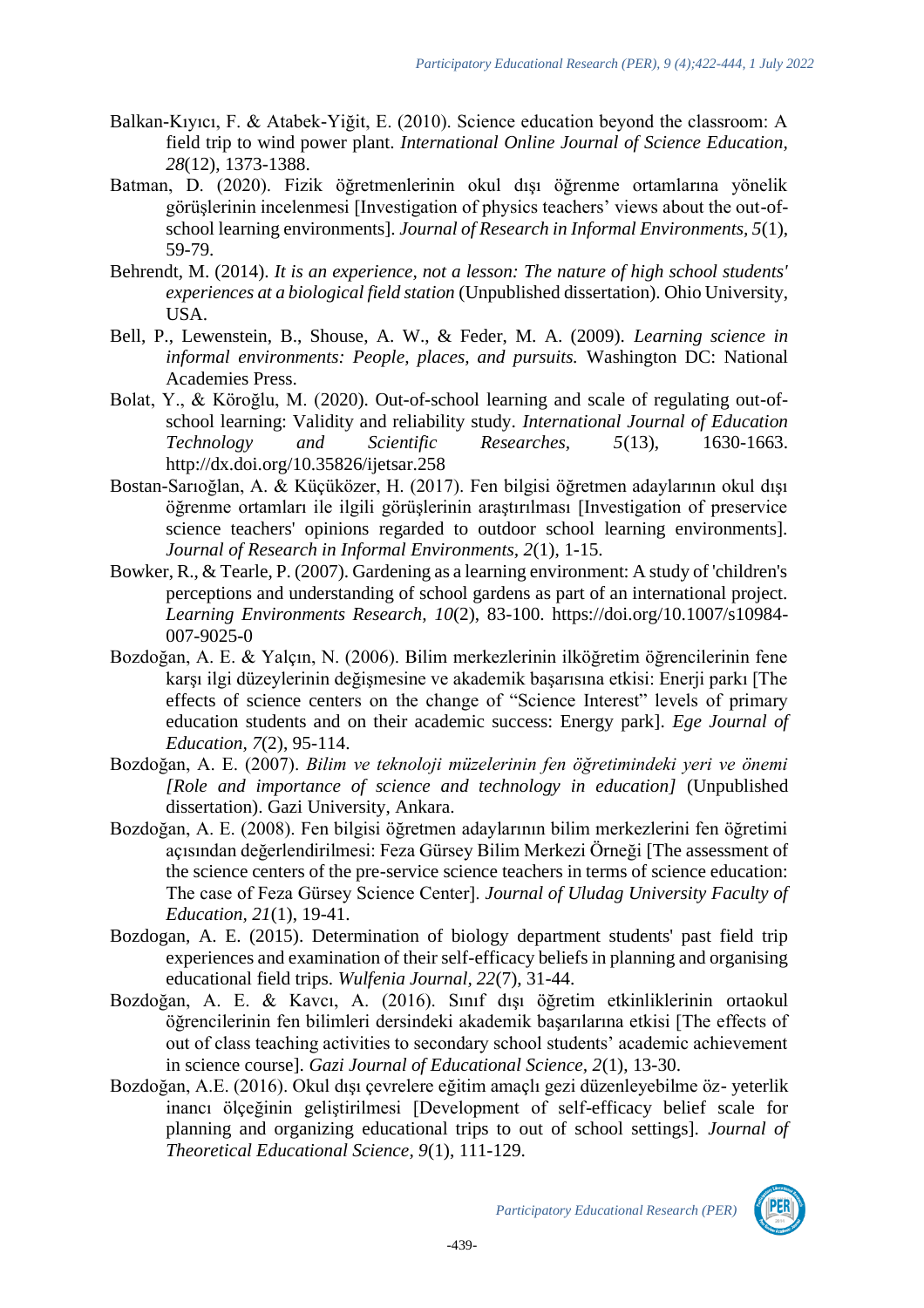Balkan-Kıyıcı, F. & Atabek-Yiğit, E. (2010). Science education beyond the classroom: A field trip to wind power plant. *International Online Journal of Science Education, 28*(12), 1373-1388.

Batman, D. (2020). Fizik öğretmenlerinin okul dışı öğrenme ortamlarına yönelik görüşlerinin incelenmesi [Investigation of physics teachers' views about the out-of-school learning environments]. *Journal of Research in Informal Environments, 5*(1), 59-79.

Behrendt, M. (2014). *It is an experience, not a lesson: The nature of high school students' experiences at a biological field station* (Unpublished dissertation). Ohio University, USA.

Bell, P., Lewenstein, B., Shouse, A. W., & Feder, M. A. (2009). *Learning science in informal environments: People, places, and pursuits.* Washington DC: National Academies Press.

Bolat, Y., & Köroğlu, M. (2020). Out-of-school learning and scale of regulating out-of-school learning: Validity and reliability study. *International Journal of Education Technology and Scientific Researches, 5*(13), 1630-1663. http://dx.doi.org/10.35826/ijetsar.258

Bostan-Sarıoğlan, A. & Küçüközer, H. (2017). Fen bilgisi öğretmen adaylarının okul dışı öğrenme ortamları ile ilgili görüşlerinin araştırılması [Investigation of preservice science teachers' opinions regarded to outdoor school learning environments]. *Journal of Research in Informal Environments, 2*(1), 1-15.

Bowker, R., & Tearle, P. (2007). Gardening as a learning environment: A study of 'children's perceptions and understanding of school gardens as part of an international project. *Learning Environments Research, 10*(2), 83-100. https://doi.org/10.1007/s10984-007-9025-0

Bozdoğan, A. E. & Yalçın, N. (2006). Bilim merkezlerinin ilköğretim öğrencilerinin fene karşı ilgi düzeylerinin değişmesine ve akademik başarısına etkisi: Enerji parkı [The effects of science centers on the change of "Science Interest" levels of primary education students and on their academic success: Energy park]. *Ege Journal of Education, 7*(2), 95-114.

Bozdoğan, A. E. (2007). *Bilim ve teknoloji müzelerinin fen öğretimindeki yeri ve önemi [Role and importance of science and technology in education]* (Unpublished dissertation). Gazi University, Ankara.

Bozdoğan, A. E. (2008). Fen bilgisi öğretmen adaylarının bilim merkezlerini fen öğretimi açısından değerlendirilmesi: Feza Gürsey Bilim Merkezi Örneği [The assessment of the science centers of the pre-service science teachers in terms of science education: The case of Feza Gürsey Science Center]. *Journal of Uludag University Faculty of Education, 21*(1), 19-41.

Bozdogan, A. E. (2015). Determination of biology department students' past field trip experiences and examination of their self-efficacy beliefs in planning and organising educational field trips. *Wulfenia Journal, 22*(7), 31-44.

Bozdoğan, A. E. & Kavcı, A. (2016). Sınıf dışı öğretim etkinliklerinin ortaokul öğrencilerinin fen bilimleri dersindeki akademik başarılarına etkisi [The effects of out of class teaching activities to secondary school students' academic achievement in science course]. *Gazi Journal of Educational Science, 2*(1), 13-30.

Bozdoğan, A.E. (2016). Okul dışı çevrelere eğitim amaçlı gezi düzenleyebilme öz- yeterlik inancı ölçeğinin geliştirilmesi [Development of self-efficacy belief scale for planning and organizing educational trips to out of school settings]. *Journal of Theoretical Educational Science, 9*(1), 111-129.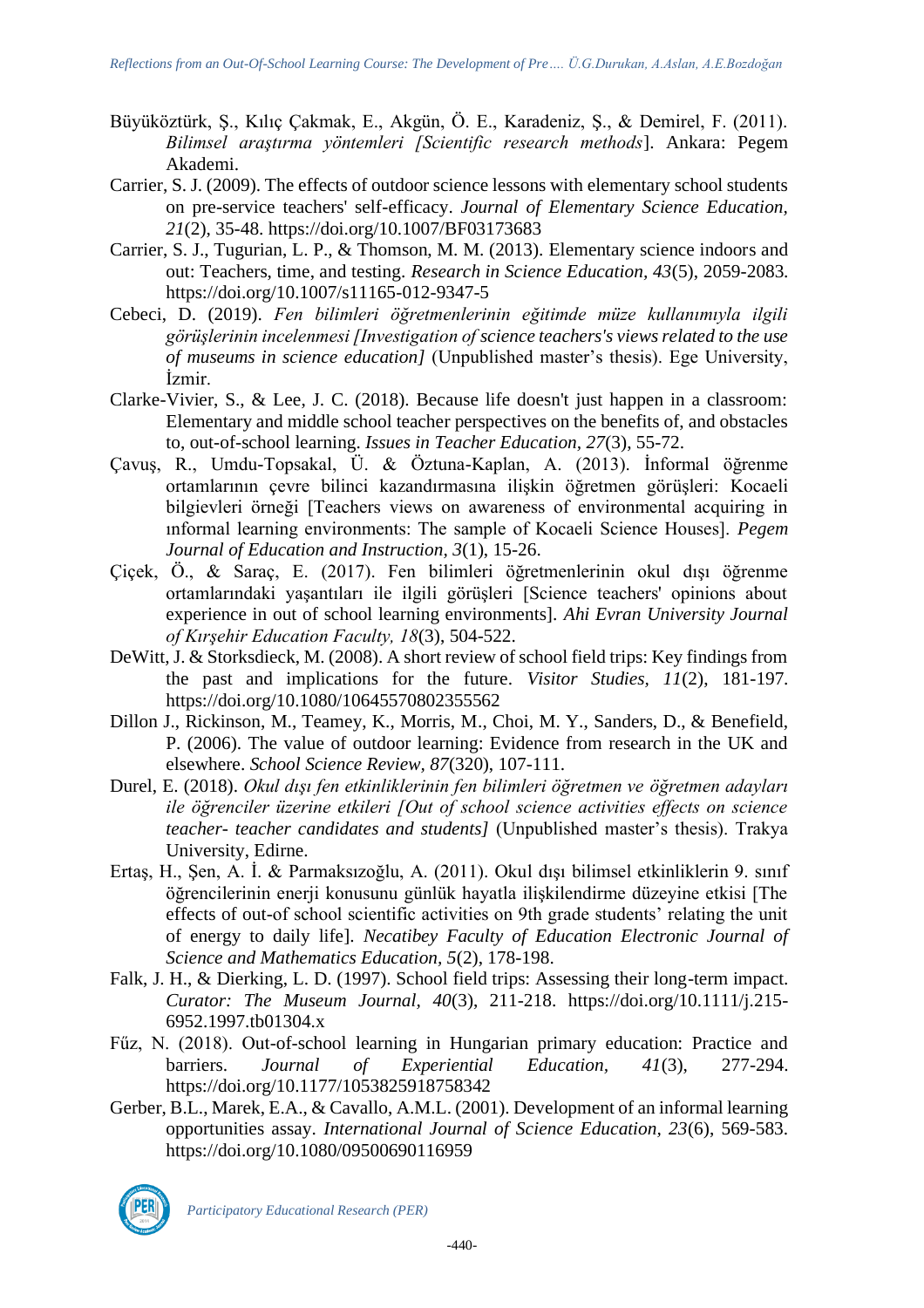Büyüköztürk, Ş., Kılıç Çakmak, E., Akgün, Ö. E., Karadeniz, Ş., & Demirel, F. (2011). *Bilimsel araştırma yöntemleri [Scientific research methods*]. Ankara: Pegem Akademi.

Carrier, S. J. (2009). The effects of outdoor science lessons with elementary school students on pre-service teachers' self-efficacy. *Journal of Elementary Science Education, 21*(2), 35-48. https://doi.org/10.1007/BF03173683

Carrier, S. J., Tugurian, L. P., & Thomson, M. M. (2013). Elementary science indoors and out: Teachers, time, and testing. *Research in Science Education, 43*(5), 2059-2083. https://doi.org/10.1007/s11165-012-9347-5

Cebeci, D. (2019). *Fen bilimleri öğretmenlerinin eğitimde müze kullanımıyla ilgili görüşlerinin incelenmesi [Investigation of science teachers's views related to the use of museums in science education]* (Unpublished master's thesis). Ege University, İzmir.

Clarke-Vivier, S., & Lee, J. C. (2018). Because life doesn't just happen in a classroom: Elementary and middle school teacher perspectives on the benefits of, and obstacles to, out-of-school learning. *Issues in Teacher Education, 27*(3), 55-72.

Çavuş, R., Umdu-Topsakal, Ü. & Öztuna-Kaplan, A. (2013). İnformal öğrenme ortamlarının çevre bilinci kazandırmasına ilişkin öğretmen görüşleri: Kocaeli bilgievleri örneği [Teachers views on awareness of environmental acquiring in ınformal learning environments: The sample of Kocaeli Science Houses]. *Pegem Journal of Education and Instruction, 3*(1), 15-26.

Çiçek, Ö., & Saraç, E. (2017). Fen bilimleri öğretmenlerinin okul dışı öğrenme ortamlarındaki yaşantıları ile ilgili görüşleri [Science teachers' opinions about experience in out of school learning environments]. *Ahi Evran University Journal of Kırşehir Education Faculty, 18*(3), 504-522.

DeWitt, J. & Storksdieck, M. (2008). A short review of school field trips: Key findings from the past and implications for the future. *Visitor Studies, 11*(2), 181-197. https://doi.org/10.1080/10645570802355562

Dillon J., Rickinson, M., Teamey, K., Morris, M., Choi, M. Y., Sanders, D., & Benefield, P. (2006). The value of outdoor learning: Evidence from research in the UK and elsewhere. *School Science Review, 87*(320), 107-111.

Durel, E. (2018). *Okul dışı fen etkinliklerinin fen bilimleri öğretmen ve öğretmen adayları ile öğrenciler üzerine etkileri [Out of school science activities effects on science teacher- teacher candidates and students]* (Unpublished master's thesis). Trakya University, Edirne.

Ertaş, H., Şen, A. İ. & Parmaksızoğlu, A. (2011). Okul dışı bilimsel etkinliklerin 9. sınıf öğrencilerinin enerji konusunu günlük hayatla ilişkilendirme düzeyine etkisi [The effects of out-of school scientific activities on 9th grade students' relating the unit of energy to daily life]. *Necatibey Faculty of Education Electronic Journal of Science and Mathematics Education, 5*(2), 178-198.

Falk, J. H., & Dierking, L. D. (1997). School field trips: Assessing their long-term impact. *Curator: The Museum Journal, 40*(3), 211-218. https://doi.org/10.1111/j.215-6952.1997.tb01304.x

Fűz, N. (2018). Out-of-school learning in Hungarian primary education: Practice and barriers. *Journal of Experiential Education, 41*(3), 277-294. https://doi.org/10.1177/1053825918758342

Gerber, B.L., Marek, E.A., & Cavallo, A.M.L. (2001). Development of an informal learning opportunities assay. *International Journal of Science Education, 23*(6), 569-583. https://doi.org/10.1080/09500690116959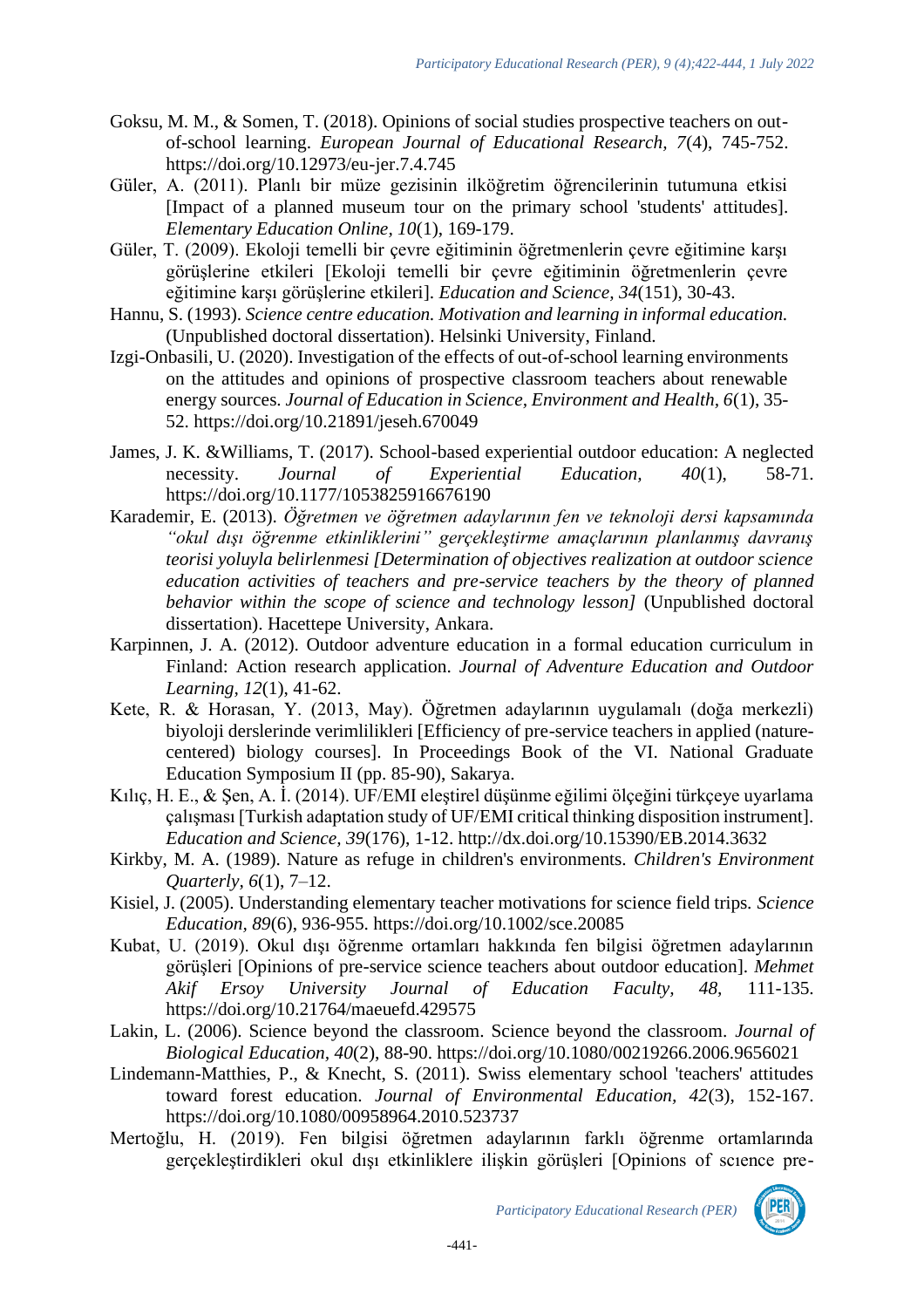Goksu, M. M., & Somen, T. (2018). Opinions of social studies prospective teachers on out-of-school learning. *European Journal of Educational Research, 7*(4), 745-752. https://doi.org/10.12973/eu-jer.7.4.745

Güler, A. (2011). Planlı bir müze gezisinin ilköğretim öğrencilerinin tutumuna etkisi [Impact of a planned museum tour on the primary school 'students' attitudes]. *Elementary Education Online, 10*(1), 169-179.

Güler, T. (2009). Ekoloji temelli bir çevre eğitiminin öğretmenlerin çevre eğitimine karşı görüşlerine etkileri [Ekoloji temelli bir çevre eğitiminin öğretmenlerin çevre eğitimine karşı görüşlerine etkileri]. *Education and Science, 34*(151), 30-43.

Hannu, S. (1993). *Science centre education. Motivation and learning in informal education.* (Unpublished doctoral dissertation). Helsinki University, Finland.

Izgi-Onbasili, U. (2020). Investigation of the effects of out-of-school learning environments on the attitudes and opinions of prospective classroom teachers about renewable energy sources. *Journal of Education in Science, Environment and Health, 6*(1), 35-52. https://doi.org/10.21891/jeseh.670049

James, J. K. &Williams, T. (2017). School-based experiential outdoor education: A neglected necessity. *Journal of Experiential Education, 40*(1), 58-71. https://doi.org/10.1177/1053825916676190

Karademir, E. (2013). *Öğretmen ve öğretmen adaylarının fen ve teknoloji dersi kapsamında "okul dışı öğrenme etkinliklerini" gerçekleştirme amaçlarının planlanmış davranış teorisi yoluyla belirlenmesi [Determination of objectives realization at outdoor science education activities of teachers and pre-service teachers by the theory of planned behavior within the scope of science and technology lesson]* (Unpublished doctoral dissertation). Hacettepe University, Ankara.

Karpinnen, J. A. (2012). Outdoor adventure education in a formal education curriculum in Finland: Action research application. *Journal of Adventure Education and Outdoor Learning, 12*(1), 41-62.

Kete, R. & Horasan, Y. (2013, May). Öğretmen adaylarının uygulamalı (doğa merkezli) biyoloji derslerinde verimlilikleri [Efficiency of pre-service teachers in applied (nature-centered) biology courses]. In Proceedings Book of the VI. National Graduate Education Symposium II (pp. 85-90), Sakarya.

Kılıç, H. E., & Şen, A. İ. (2014). UF/EMI eleştirel düşünme eğilimi ölçeğini türkçeye uyarlama çalışması [Turkish adaptation study of UF/EMI critical thinking disposition instrument]. *Education and Science, 39*(176), 1-12. http://dx.doi.org/10.15390/EB.2014.3632

Kirkby, M. A. (1989). Nature as refuge in children's environments. *Children's Environment Quarterly, 6*(1), 7–12.

Kisiel, J. (2005). Understanding elementary teacher motivations for science field trips. *Science Education, 89*(6), 936-955. https://doi.org/10.1002/sce.20085

Kubat, U. (2019). Okul dışı öğrenme ortamları hakkında fen bilgisi öğretmen adaylarının görüşleri [Opinions of pre-service science teachers about outdoor education]. *Mehmet Akif Ersoy University Journal of Education Faculty, 48,* 111-135. https://doi.org/10.21764/maeuefd.429575

Lakin, L. (2006). Science beyond the classroom. Science beyond the classroom. *Journal of Biological Education, 40*(2), 88-90. https://doi.org/10.1080/00219266.2006.9656021

Lindemann-Matthies, P., & Knecht, S. (2011). Swiss elementary school 'teachers' attitudes toward forest education. *Journal of Environmental Education, 42*(3), 152-167. https://doi.org/10.1080/00958964.2010.523737

Mertoğlu, H. (2019). Fen bilgisi öğretmen adaylarının farklı öğrenme ortamlarında gerçekleştirdikleri okul dışı etkinliklere ilişkin görüşleri [Opinions of scıence pre-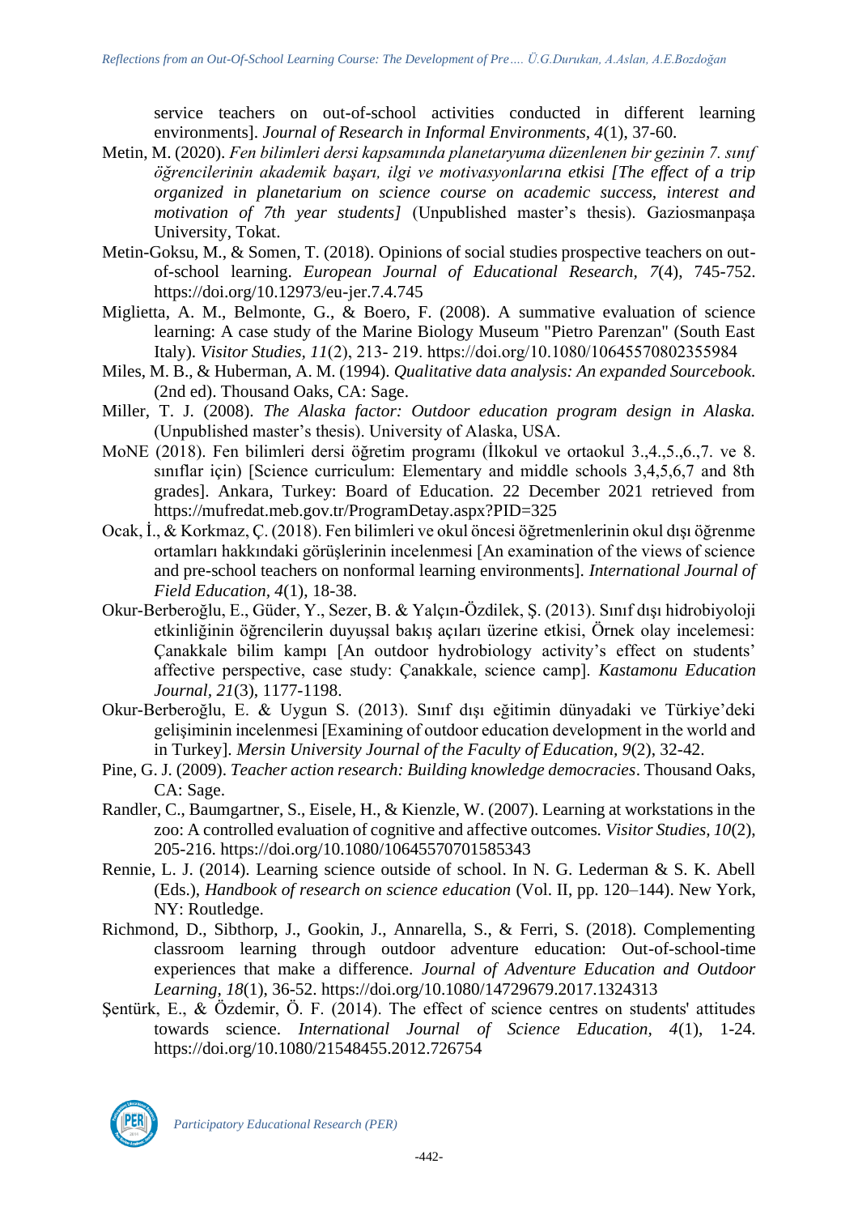service teachers on out-of-school activities conducted in different learning environments]. *Journal of Research in Informal Environments*, *4*(1), 37-60.

Metin, M. (2020). *Fen bilimleri dersi kapsamında planetaryuma düzenlenen bir gezinin 7. sınıf öğrencilerinin akademik başarı, ilgi ve motivasyonlarına etkisi [The effect of a trip organized in planetarium on science course on academic success, interest and motivation of 7th year students]* (Unpublished master's thesis). Gaziosmanpaşa University, Tokat.

Metin-Goksu, M., & Somen, T. (2018). Opinions of social studies prospective teachers on out-of-school learning. *European Journal of Educational Research, 7*(4), 745-752. https://doi.org/10.12973/eu-jer.7.4.745

Miglietta, A. M., Belmonte, G., & Boero, F. (2008). A summative evaluation of science learning: A case study of the Marine Biology Museum "Pietro Parenzan" (South East Italy). *Visitor Studies, 11*(2), 213- 219. https://doi.org/10.1080/10645570802355984

Miles, M. B., & Huberman, A. M. (1994). *Qualitative data analysis: An expanded Sourcebook.* (2nd ed). Thousand Oaks, CA: Sage.

Miller, T. J. (2008). *The Alaska factor: Outdoor education program design in Alaska.* (Unpublished master's thesis). University of Alaska, USA.

MoNE (2018). Fen bilimleri dersi öğretim programı (İlkokul ve ortaokul 3.,4.,5.,6.,7. ve 8. sınıflar için) [Science curriculum: Elementary and middle schools 3,4,5,6,7 and 8th grades]. Ankara, Turkey: Board of Education. 22 December 2021 retrieved from https://mufredat.meb.gov.tr/ProgramDetay.aspx?PID=325

Ocak, İ., & Korkmaz, Ç. (2018). Fen bilimleri ve okul öncesi öğretmenlerinin okul dışı öğrenme ortamları hakkındaki görüşlerinin incelenmesi [An examination of the views of science and pre-school teachers on nonformal learning environments]. *International Journal of Field Education, 4*(1), 18-38.

Okur-Berberoğlu, E., Güder, Y., Sezer, B. & Yalçın-Özdilek, Ş. (2013). Sınıf dışı hidrobiyoloji etkinliğinin öğrencilerin duyuşsal bakış açıları üzerine etkisi, Örnek olay incelemesi: Çanakkale bilim kampı [An outdoor hydrobiology activity's effect on students' affective perspective, case study: Çanakkale, science camp]. *Kastamonu Education Journal, 21*(3), 1177-1198.

Okur-Berberoğlu, E. & Uygun S. (2013). Sınıf dışı eğitimin dünyadaki ve Türkiye'deki gelişiminin incelenmesi [Examining of outdoor education development in the world and in Turkey]. *Mersin University Journal of the Faculty of Education, 9*(2), 32-42.

Pine, G. J. (2009). *Teacher action research: Building knowledge democracies*. Thousand Oaks, CA: Sage.

Randler, C., Baumgartner, S., Eisele, H., & Kienzle, W. (2007). Learning at workstations in the zoo: A controlled evaluation of cognitive and affective outcomes. *Visitor Studies, 10*(2), 205-216. https://doi.org/10.1080/10645570701585343

Rennie, L. J. (2014). Learning science outside of school. In N. G. Lederman & S. K. Abell (Eds.), *Handbook of research on science education* (Vol. II, pp. 120–144). New York, NY: Routledge.

Richmond, D., Sibthorp, J., Gookin, J., Annarella, S., & Ferri, S. (2018). Complementing classroom learning through outdoor adventure education: Out-of-school-time experiences that make a difference. *Journal of Adventure Education and Outdoor Learning, 18*(1), 36-52. https://doi.org/10.1080/14729679.2017.1324313

Şentürk, E., & Özdemir, Ö. F. (2014). The effect of science centres on students' attitudes towards science. *International Journal of Science Education, 4*(1), 1-24. https://doi.org/10.1080/21548455.2012.726754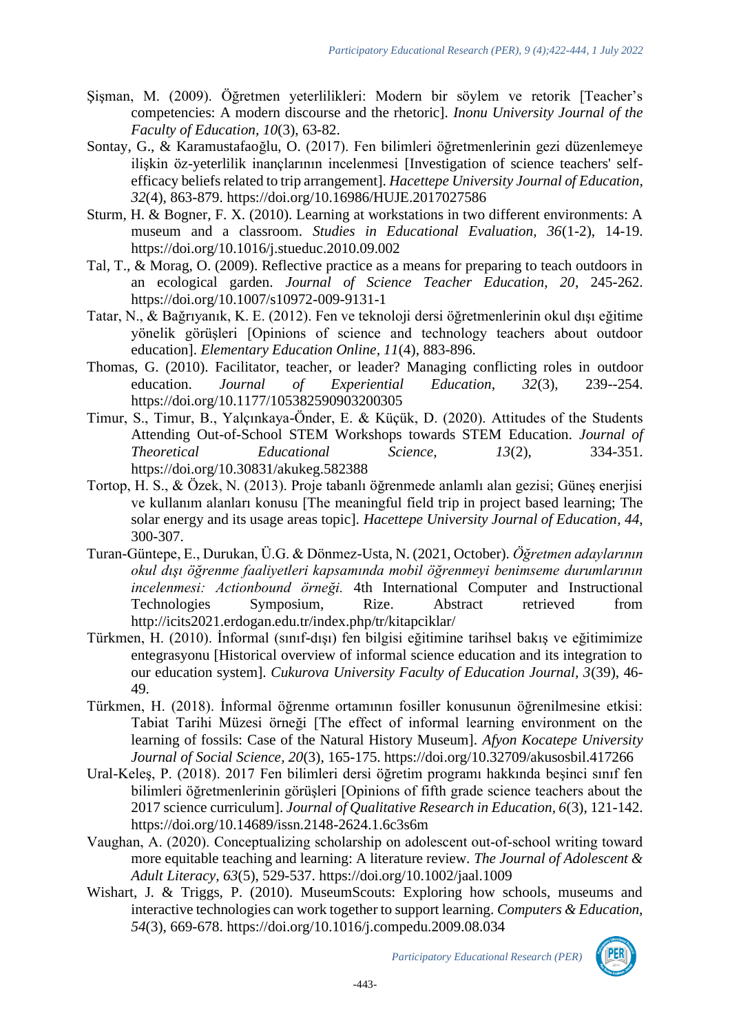Şişman, M. (2009). Öğretmen yeterlilikleri: Modern bir söylem ve retorik [Teacher's competencies: A modern discourse and the rhetoric]. *Inonu University Journal of the Faculty of Education, 10*(3), 63-82.

Sontay, G., & Karamustafaoğlu, O. (2017). Fen bilimleri öğretmenlerinin gezi düzenlemeye ilişkin öz-yeterlilik inançlarının incelenmesi [Investigation of science teachers' self-efficacy beliefs related to trip arrangement]. *Hacettepe University Journal of Education, 32*(4), 863-879. https://doi.org/10.16986/HUJE.2017027586

Sturm, H. & Bogner, F. X. (2010). Learning at workstations in two different environments: A museum and a classroom. *Studies in Educational Evaluation, 36*(1-2), 14-19. https://doi.org/10.1016/j.stueduc.2010.09.002

Tal, T., & Morag, O. (2009). Reflective practice as a means for preparing to teach outdoors in an ecological garden. *Journal of Science Teacher Education, 20*, 245-262. https://doi.org/10.1007/s10972-009-9131-1

Tatar, N., & Bağrıyanık, K. E. (2012). Fen ve teknoloji dersi öğretmenlerinin okul dışı eğitime yönelik görüşleri [Opinions of science and technology teachers about outdoor education]. *Elementary Education Online, 11*(4), 883-896.

Thomas, G. (2010). Facilitator, teacher, or leader? Managing conflicting roles in outdoor education. *Journal of Experiential Education, 32*(3), 239--254. https://doi.org/10.1177/105382590903200305

Timur, S., Timur, B., Yalçınkaya-Önder, E. & Küçük, D. (2020). Attitudes of the Students Attending Out-of-School STEM Workshops towards STEM Education. *Journal of Theoretical Educational Science, 13*(2), 334-351. https://doi.org/10.30831/akukeg.582388

Tortop, H. S., & Özek, N. (2013). Proje tabanlı öğrenmede anlamlı alan gezisi; Güneş enerjisi ve kullanım alanları konusu [The meaningful field trip in project based learning; The solar energy and its usage areas topic]. *Hacettepe University Journal of Education, 44*, 300-307.

Turan-Güntepe, E., Durukan, Ü.G. & Dönmez-Usta, N. (2021, October). *Öğretmen adaylarının okul dışı öğrenme faaliyetleri kapsamında mobil öğrenmeyi benimseme durumlarının incelenmesi: Actionbound örneği.* 4th International Computer and Instructional Technologies Symposium, Rize. Abstract retrieved from http://icits2021.erdogan.edu.tr/index.php/tr/kitapciklar/

Türkmen, H. (2010). İnformal (sınıf-dışı) fen bilgisi eğitimine tarihsel bakış ve eğitimimize entegrasyonu [Historical overview of informal science education and its integration to our education system]. *Cukurova University Faculty of Education Journal, 3*(39), 46-49.

Türkmen, H. (2018). İnformal öğrenme ortamının fosiller konusunun öğrenilmesine etkisi: Tabiat Tarihi Müzesi örneği [The effect of informal learning environment on the learning of fossils: Case of the Natural History Museum]. *Afyon Kocatepe University Journal of Social Science, 20*(3), 165-175. https://doi.org/10.32709/akusosbil.417266

Ural-Keleş, P. (2018). 2017 Fen bilimleri dersi öğretim programı hakkında beşinci sınıf fen bilimleri öğretmenlerinin görüşleri [Opinions of fifth grade science teachers about the 2017 science curriculum]. *Journal of Qualitative Research in Education, 6*(3), 121-142. https://doi.org/10.14689/issn.2148-2624.1.6c3s6m

Vaughan, A. (2020). Conceptualizing scholarship on adolescent out-of-school writing toward more equitable teaching and learning: A literature review. *The Journal of Adolescent & Adult Literacy, 63*(5), 529-537. https://doi.org/10.1002/jaal.1009

Wishart, J. & Triggs, P. (2010). MuseumScouts: Exploring how schools, museums and interactive technologies can work together to support learning. *Computers & Education, 54*(3), 669-678. https://doi.org/10.1016/j.compedu.2009.08.034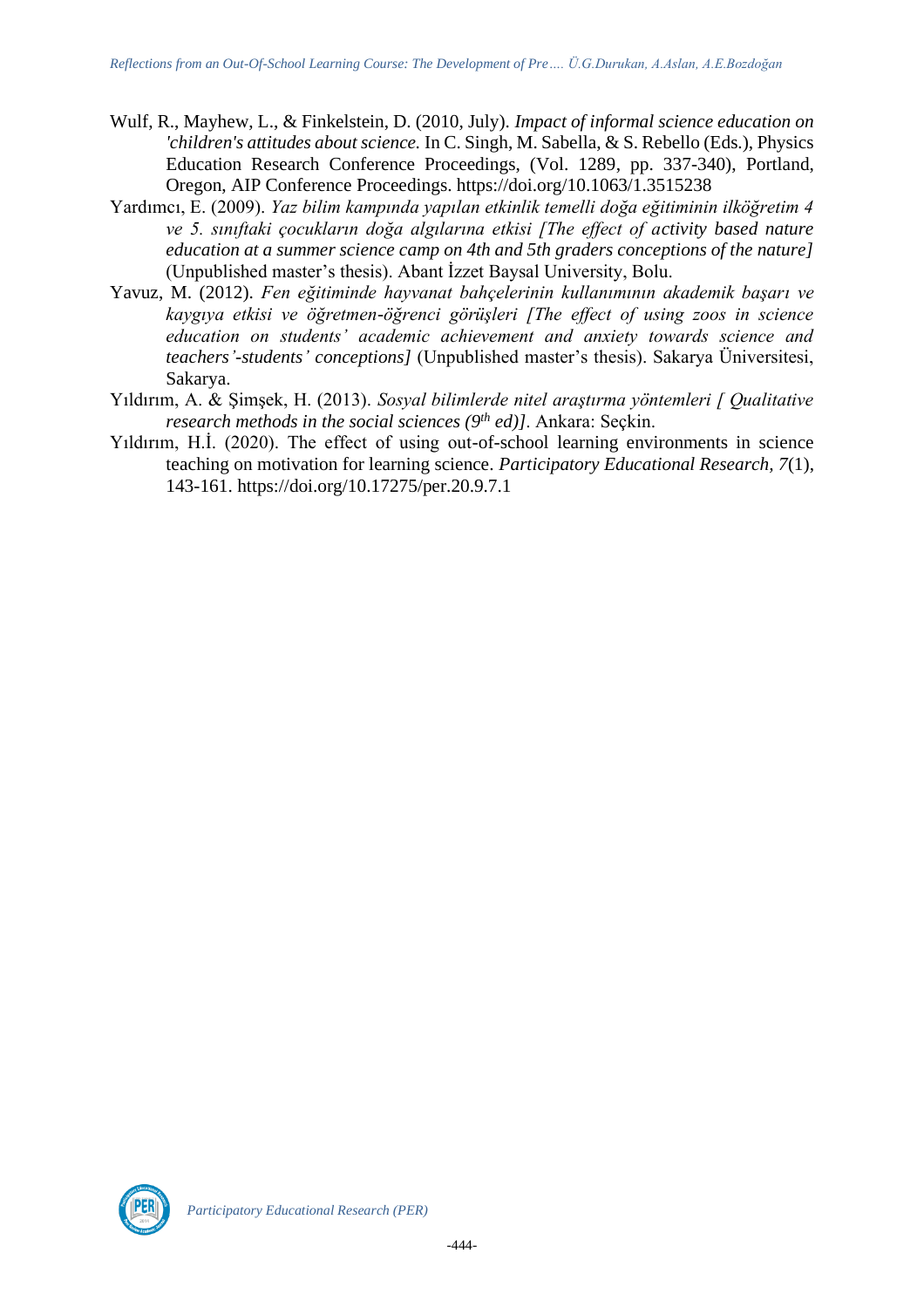Wulf, R., Mayhew, L., & Finkelstein, D. (2010, July). *Impact of informal science education on 'children's attitudes about science.* In C. Singh, M. Sabella, & S. Rebello (Eds.), Physics Education Research Conference Proceedings, (Vol. 1289, pp. 337-340), Portland, Oregon, AIP Conference Proceedings. https://doi.org/10.1063/1.3515238

Yardımcı, E. (2009). *Yaz bilim kampında yapılan etkinlik temelli doğa eğitiminin ilköğretim 4 ve 5. sınıftaki çocukların doğa algılarına etkisi [The effect of activity based nature education at a summer science camp on 4th and 5th graders conceptions of the nature]* (Unpublished master's thesis). Abant İzzet Baysal University, Bolu.

Yavuz, M. (2012). *Fen eğitiminde hayvanat bahçelerinin kullanımının akademik başarı ve kaygıya etkisi ve öğretmen-öğrenci görüşleri [The effect of using zoos in science education on students' academic achievement and anxiety towards science and teachers'-students' conceptions]* (Unpublished master's thesis). Sakarya Üniversitesi, Sakarya.

Yıldırım, A. & Şimşek, H. (2013). *Sosyal bilimlerde nitel araştırma yöntemleri [ Qualitative research methods in the social sciences (9th ed)]*. Ankara: Seçkin.

Yıldırım, H.İ. (2020). The effect of using out-of-school learning environments in science teaching on motivation for learning science. *Participatory Educational Research, 7*(1), 143-161. https://doi.org/10.17275/per.20.9.7.1